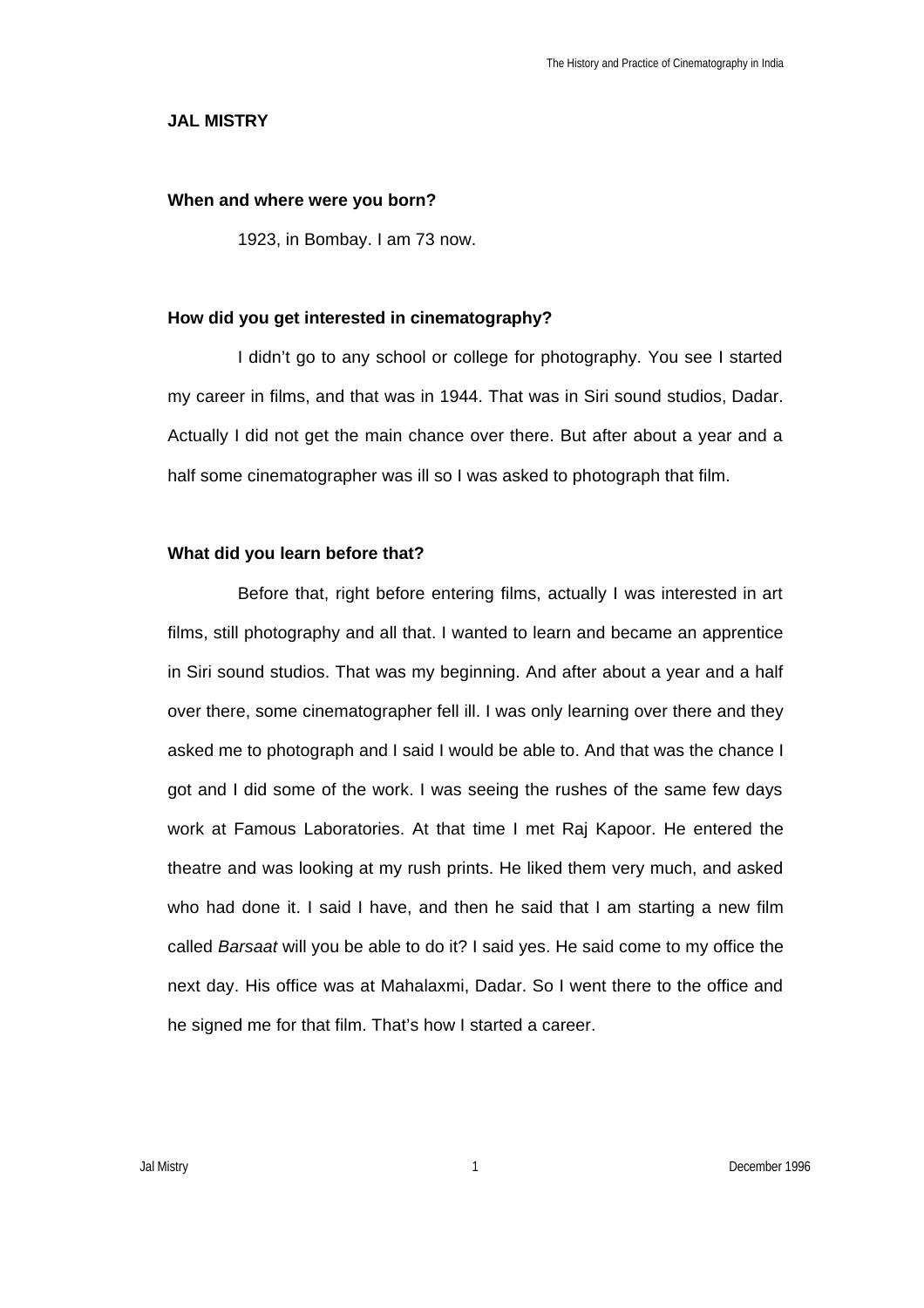# JAL MISTRY

**When and where were you born?**

1923, in Bombay. I am 73 now.

**How did you get interested in cinematography?**

I didn't go to any school or college for photography. You see I started my career in films, and that was in 1944. That was in Siri sound studios, Dadar. Actually I did not get the main chance over there. But after about a year and a half some cinematographer was ill so I was asked to photograph that film.

**What did you learn before that?**

Before that, right before entering films, actually I was interested in art films, still photography and all that. I wanted to learn and became an apprentice in Siri sound studios. That was my beginning. And after about a year and a half over there, some cinematographer fell ill. I was only learning over there and they asked me to photograph and I said I would be able to. And that was the chance I got and I did some of the work. I was seeing the rushes of the same few days work at Famous Laboratories. At that time I met Raj Kapoor. He entered the theatre and was looking at my rush prints. He liked them very much, and asked who had done it. I said I have, and then he said that I am starting a new film called *Barsaat* will you be able to do it? I said yes. He said come to my office the next day. His office was at Mahalaxmi, Dadar. So I went there to the office and he signed me for that film. That's how I started a career.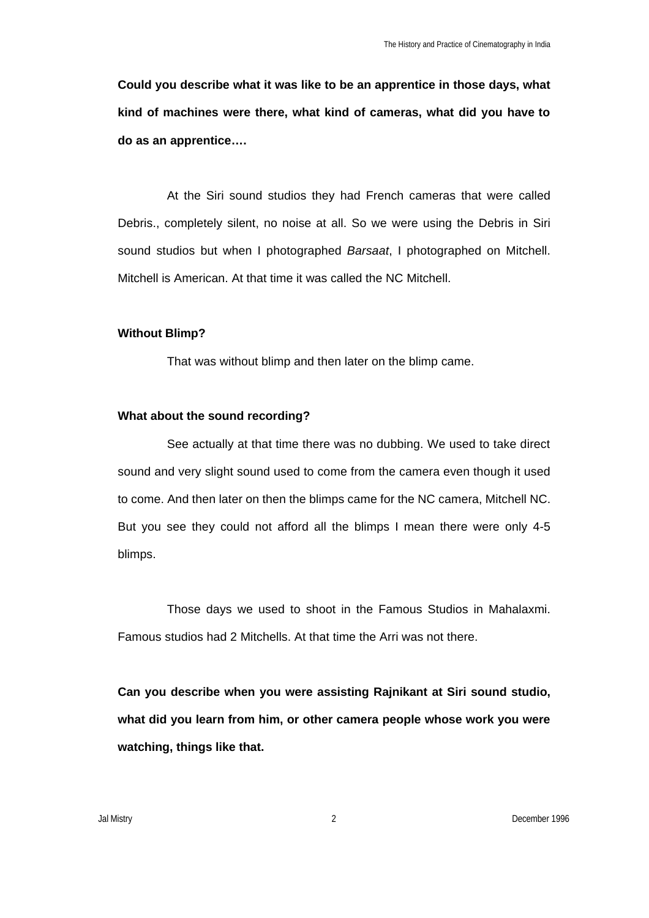**Could you describe what it was like to be an apprentice in those days, what kind of machines were there, what kind of cameras, what did you have to do as an apprentice….**

At the Siri sound studios they had French cameras that were called Debris., completely silent, no noise at all. So we were using the Debris in Siri sound studios but when I photographed *Barsaat*, I photographed on Mitchell. Mitchell is American. At that time it was called the NC Mitchell.

**Without Blimp?**

That was without blimp and then later on the blimp came.

**What about the sound recording?**

See actually at that time there was no dubbing. We used to take direct sound and very slight sound used to come from the camera even though it used to come. And then later on then the blimps came for the NC camera, Mitchell NC. But you see they could not afford all the blimps I mean there were only 4-5 blimps.

Those days we used to shoot in the Famous Studios in Mahalaxmi. Famous studios had 2 Mitchells. At that time the Arri was not there.

**Can you describe when you were assisting Rajnikant at Siri sound studio, what did you learn from him, or other camera people whose work you were watching, things like that.**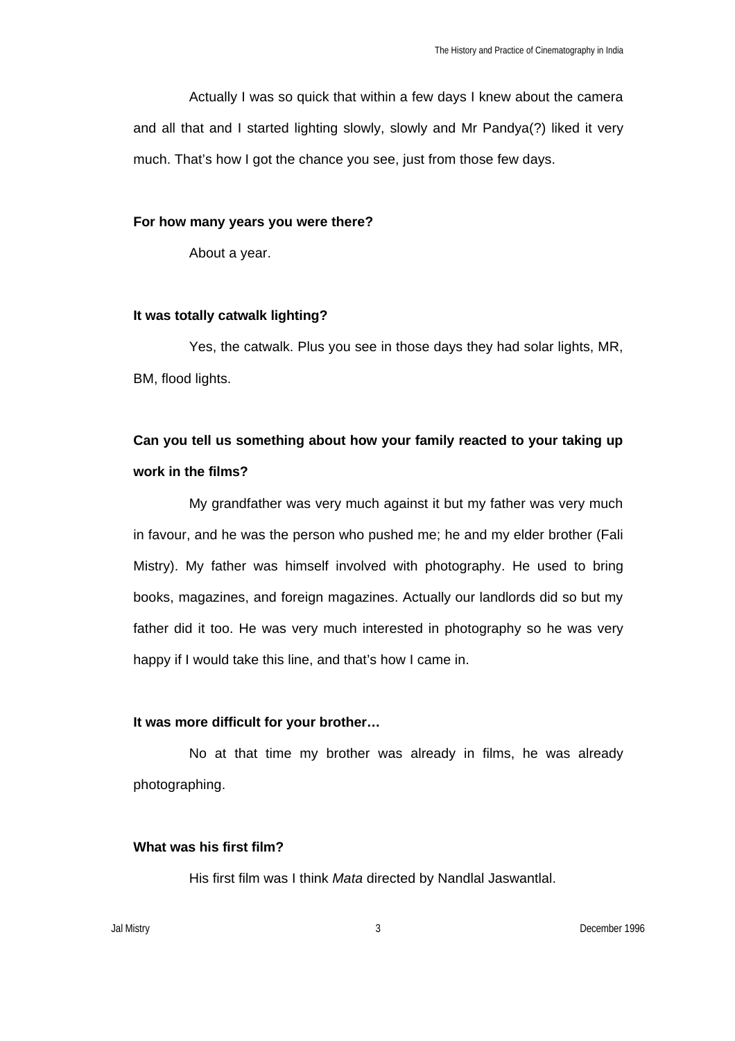Actually I was so quick that within a few days I knew about the camera and all that and I started lighting slowly, slowly and Mr Pandya(?) liked it very much. That's how I got the chance you see, just from those few days.

**For how many years you were there?**

About a year.

**It was totally catwalk lighting?**

Yes, the catwalk. Plus you see in those days they had solar lights, MR, BM, flood lights.

**Can you tell us something about how your family reacted to your taking up work in the films?**

My grandfather was very much against it but my father was very much in favour, and he was the person who pushed me; he and my elder brother (Fali Mistry). My father was himself involved with photography. He used to bring books, magazines, and foreign magazines. Actually our landlords did so but my father did it too. He was very much interested in photography so he was very happy if I would take this line, and that's how I came in.

**It was more difficult for your brother…**

No at that time my brother was already in films, he was already photographing.

**What was his first film?**

His first film was I think *Mata* directed by Nandlal Jaswantlal.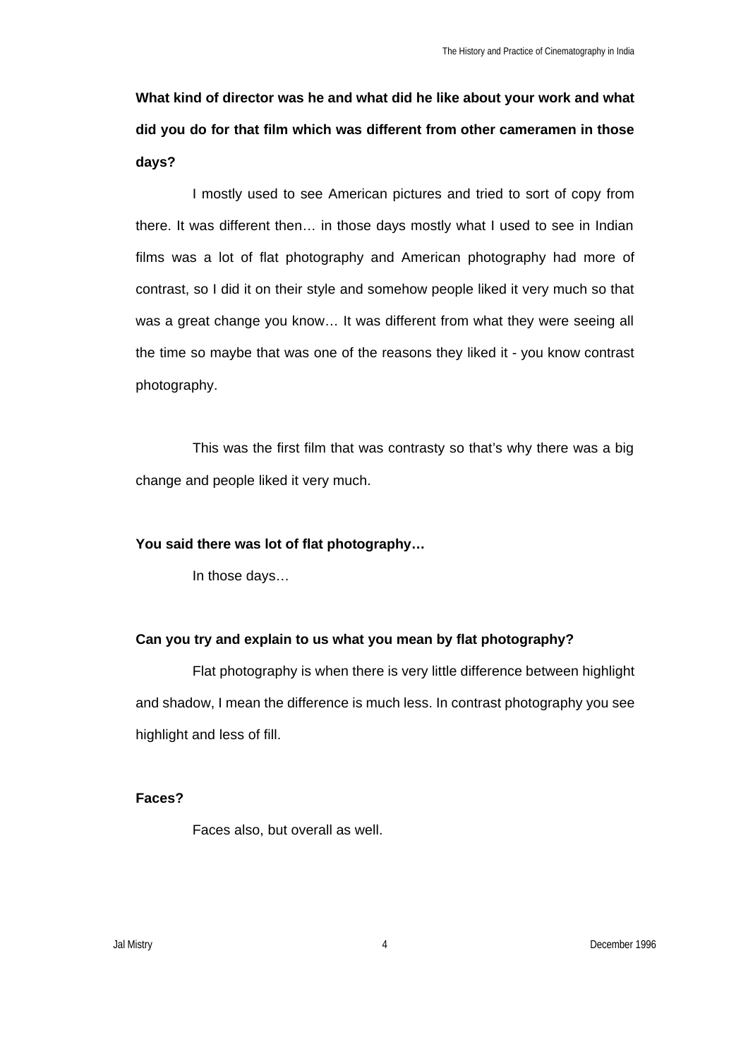**What kind of director was he and what did he like about your work and what did you do for that film which was different from other cameramen in those days?**

I mostly used to see American pictures and tried to sort of copy from there. It was different then… in those days mostly what I used to see in Indian films was a lot of flat photography and American photography had more of contrast, so I did it on their style and somehow people liked it very much so that was a great change you know… It was different from what they were seeing all the time so maybe that was one of the reasons they liked it - you know contrast photography.

This was the first film that was contrasty so that's why there was a big change and people liked it very much.

**You said there was lot of flat photography…**

In those days…

**Can you try and explain to us what you mean by flat photography?**

Flat photography is when there is very little difference between highlight and shadow, I mean the difference is much less. In contrast photography you see highlight and less of fill.

**Faces?**

Faces also, but overall as well.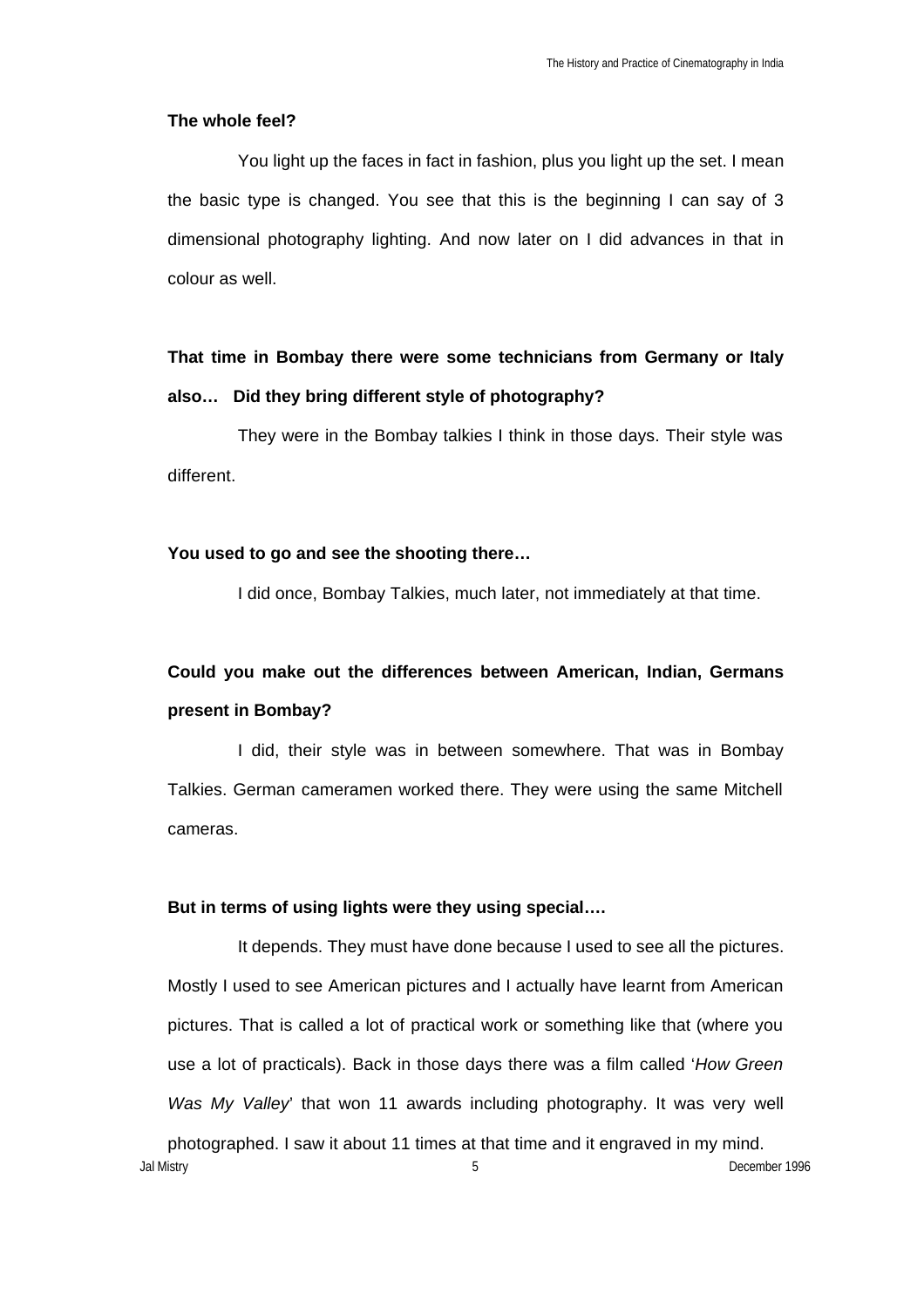**The whole feel?**

You light up the faces in fact in fashion, plus you light up the set. I mean the basic type is changed. You see that this is the beginning I can say of 3 dimensional photography lighting. And now later on I did advances in that in colour as well.

**That time in Bombay there were some technicians from Germany or Italy also… Did they bring different style of photography?**

They were in the Bombay talkies I think in those days. Their style was different.

**You used to go and see the shooting there…**

I did once, Bombay Talkies, much later, not immediately at that time.

**Could you make out the differences between American, Indian, Germans present in Bombay?**

I did, their style was in between somewhere. That was in Bombay Talkies. German cameramen worked there. They were using the same Mitchell cameras.

**But in terms of using lights were they using special….**

It depends. They must have done because I used to see all the pictures. Mostly I used to see American pictures and I actually have learnt from American pictures. That is called a lot of practical work or something like that (where you use a lot of practicals). Back in those days there was a film called '*How Green Was My Valley*' that won 11 awards including photography. It was very well photographed. I saw it about 11 times at that time and it engraved in my mind.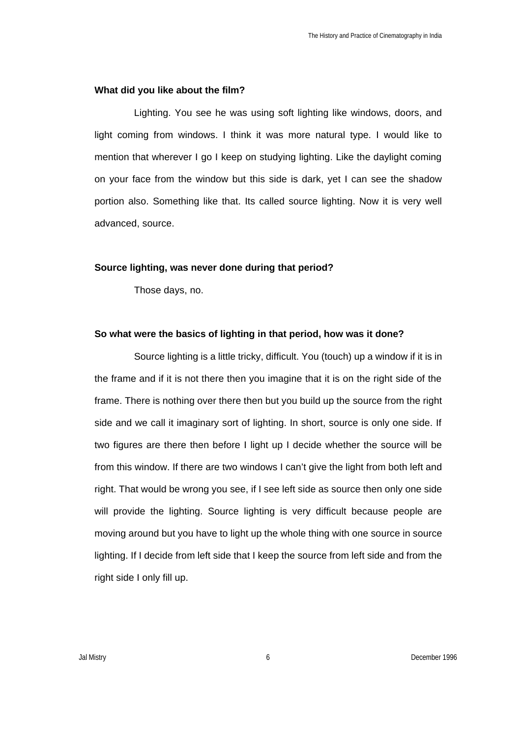**What did you like about the film?**

Lighting. You see he was using soft lighting like windows, doors, and light coming from windows. I think it was more natural type. I would like to mention that wherever I go I keep on studying lighting. Like the daylight coming on your face from the window but this side is dark, yet I can see the shadow portion also. Something like that. Its called source lighting. Now it is very well advanced, source.

**Source lighting, was never done during that period?**

Those days, no.

**So what were the basics of lighting in that period, how was it done?**

Source lighting is a little tricky, difficult. You (touch) up a window if it is in the frame and if it is not there then you imagine that it is on the right side of the frame. There is nothing over there then but you build up the source from the right side and we call it imaginary sort of lighting. In short, source is only one side. If two figures are there then before I light up I decide whether the source will be from this window. If there are two windows I can't give the light from both left and right. That would be wrong you see, if I see left side as source then only one side will provide the lighting. Source lighting is very difficult because people are moving around but you have to light up the whole thing with one source in source lighting. If I decide from left side that I keep the source from left side and from the right side I only fill up.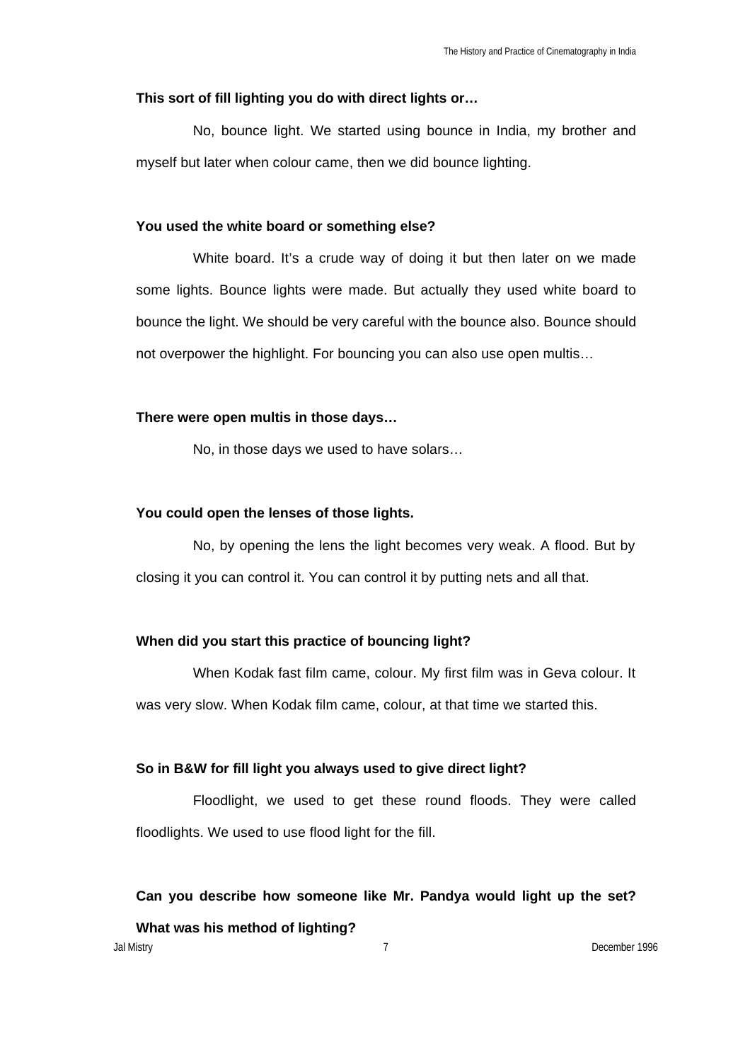**This sort of fill lighting you do with direct lights or…**

No, bounce light. We started using bounce in India, my brother and myself but later when colour came, then we did bounce lighting.

**You used the white board or something else?**

White board. It's a crude way of doing it but then later on we made some lights. Bounce lights were made. But actually they used white board to bounce the light. We should be very careful with the bounce also. Bounce should not overpower the highlight. For bouncing you can also use open multis…

**There were open multis in those days…**

No, in those days we used to have solars…

**You could open the lenses of those lights.**

No, by opening the lens the light becomes very weak. A flood. But by closing it you can control it. You can control it by putting nets and all that.

**When did you start this practice of bouncing light?**

When Kodak fast film came, colour. My first film was in Geva colour. It was very slow. When Kodak film came, colour, at that time we started this.

**So in B&W for fill light you always used to give direct light?**

Floodlight, we used to get these round floods. They were called floodlights. We used to use flood light for the fill.

**Can you describe how someone like Mr. Pandya would light up the set? What was his method of lighting?**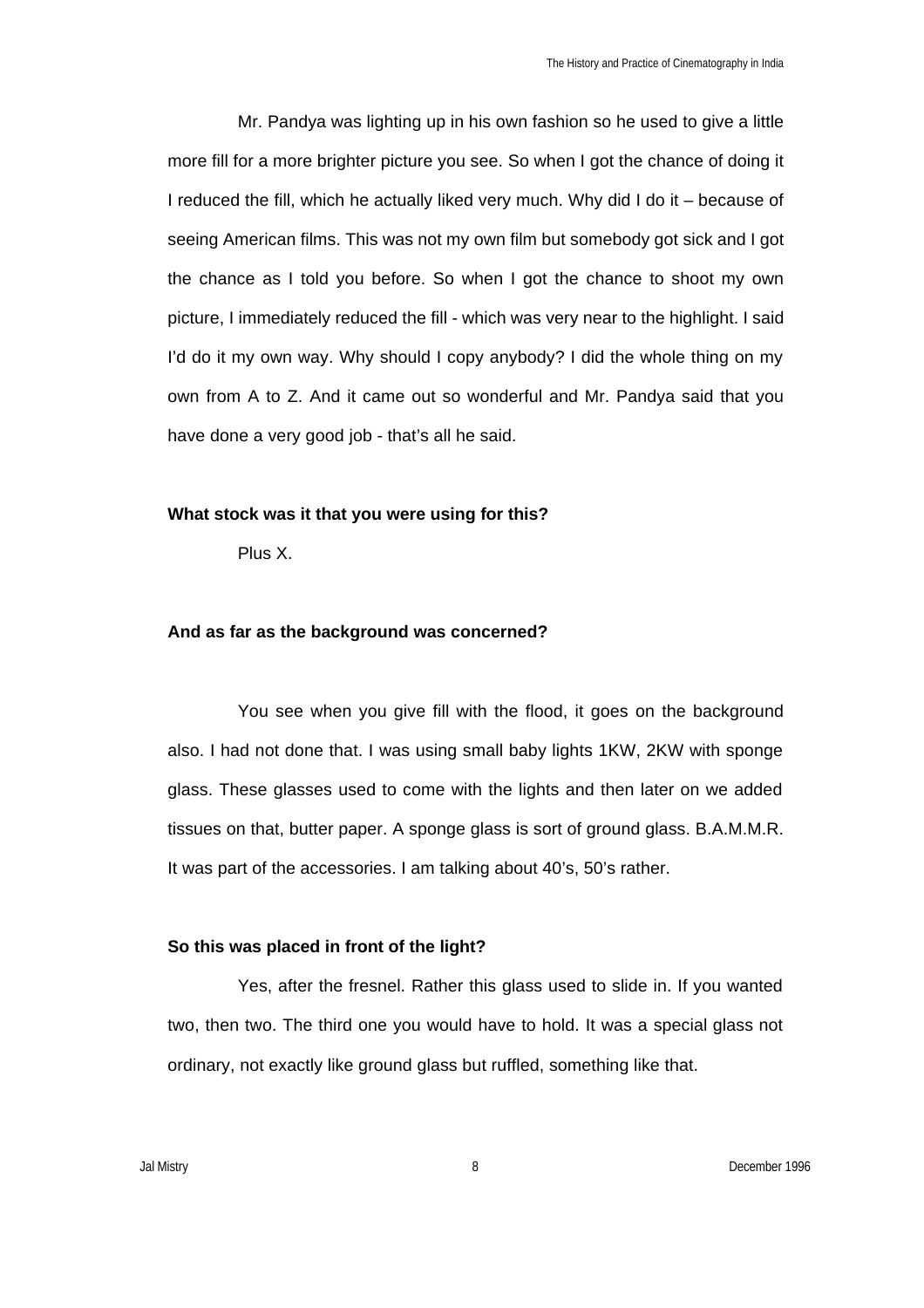Mr. Pandya was lighting up in his own fashion so he used to give a little more fill for a more brighter picture you see. So when I got the chance of doing it I reduced the fill, which he actually liked very much. Why did I do it – because of seeing American films. This was not my own film but somebody got sick and I got the chance as I told you before. So when I got the chance to shoot my own picture, I immediately reduced the fill - which was very near to the highlight. I said I'd do it my own way. Why should I copy anybody? I did the whole thing on my own from A to Z. And it came out so wonderful and Mr. Pandya said that you have done a very good job - that's all he said.

**What stock was it that you were using for this?**

Plus X.

**And as far as the background was concerned?**

You see when you give fill with the flood, it goes on the background also. I had not done that. I was using small baby lights 1KW, 2KW with sponge glass. These glasses used to come with the lights and then later on we added tissues on that, butter paper. A sponge glass is sort of ground glass. B.A.M.M.R. It was part of the accessories. I am talking about 40's, 50's rather.

**So this was placed in front of the light?**

Yes, after the fresnel. Rather this glass used to slide in. If you wanted two, then two. The third one you would have to hold. It was a special glass not ordinary, not exactly like ground glass but ruffled, something like that.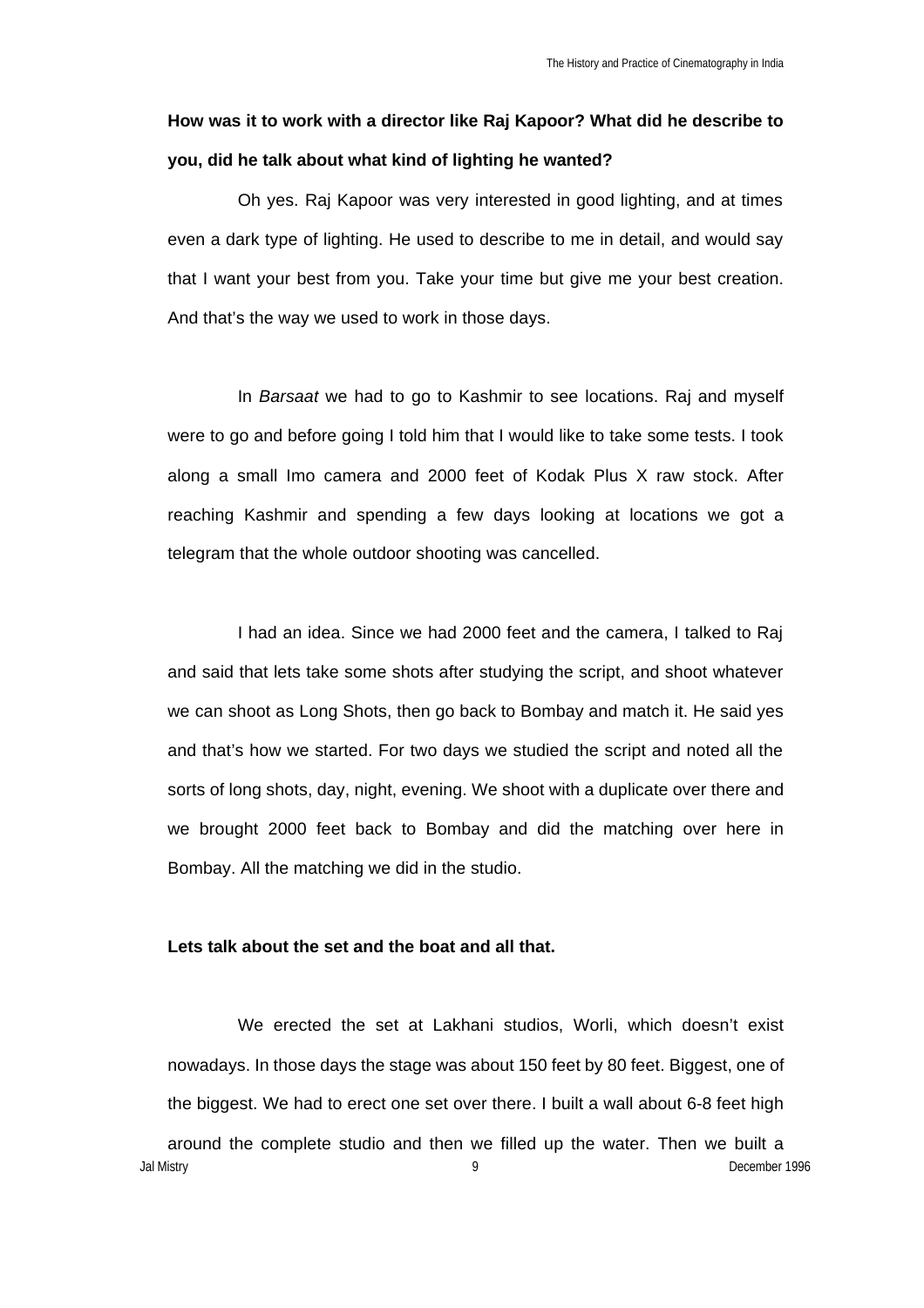**How was it to work with a director like Raj Kapoor? What did he describe to you, did he talk about what kind of lighting he wanted?**

Oh yes. Raj Kapoor was very interested in good lighting, and at times even a dark type of lighting. He used to describe to me in detail, and would say that I want your best from you. Take your time but give me your best creation. And that's the way we used to work in those days.

In *Barsaat* we had to go to Kashmir to see locations. Raj and myself were to go and before going I told him that I would like to take some tests. I took along a small Imo camera and 2000 feet of Kodak Plus X raw stock. After reaching Kashmir and spending a few days looking at locations we got a telegram that the whole outdoor shooting was cancelled.

I had an idea. Since we had 2000 feet and the camera, I talked to Raj and said that lets take some shots after studying the script, and shoot whatever we can shoot as Long Shots, then go back to Bombay and match it. He said yes and that's how we started. For two days we studied the script and noted all the sorts of long shots, day, night, evening. We shoot with a duplicate over there and we brought 2000 feet back to Bombay and did the matching over here in Bombay. All the matching we did in the studio.

**Lets talk about the set and the boat and all that.**

We erected the set at Lakhani studios, Worli, which doesn't exist nowadays. In those days the stage was about 150 feet by 80 feet. Biggest, one of the biggest. We had to erect one set over there. I built a wall about 6-8 feet high around the complete studio and then we filled up the water. Then we built a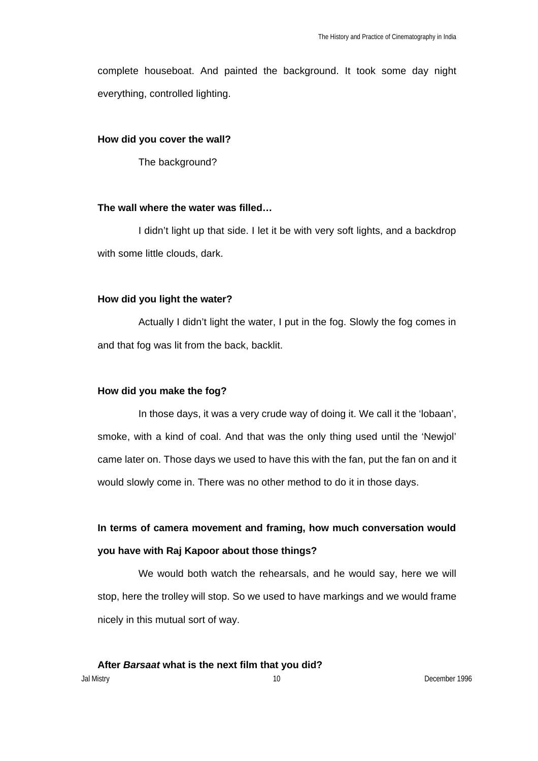complete houseboat. And painted the background. It took some day night everything, controlled lighting.

**How did you cover the wall?**

The background?

**The wall where the water was filled…**

I didn't light up that side. I let it be with very soft lights, and a backdrop with some little clouds, dark.

**How did you light the water?**

Actually I didn't light the water, I put in the fog. Slowly the fog comes in and that fog was lit from the back, backlit.

**How did you make the fog?**

In those days, it was a very crude way of doing it. We call it the 'lobaan', smoke, with a kind of coal. And that was the only thing used until the 'Newjol' came later on. Those days we used to have this with the fan, put the fan on and it would slowly come in. There was no other method to do it in those days.

**In terms of camera movement and framing, how much conversation would you have with Raj Kapoor about those things?**

We would both watch the rehearsals, and he would say, here we will stop, here the trolley will stop. So we used to have markings and we would frame nicely in this mutual sort of way.

**After *Barsaat* what is the next film that you did?**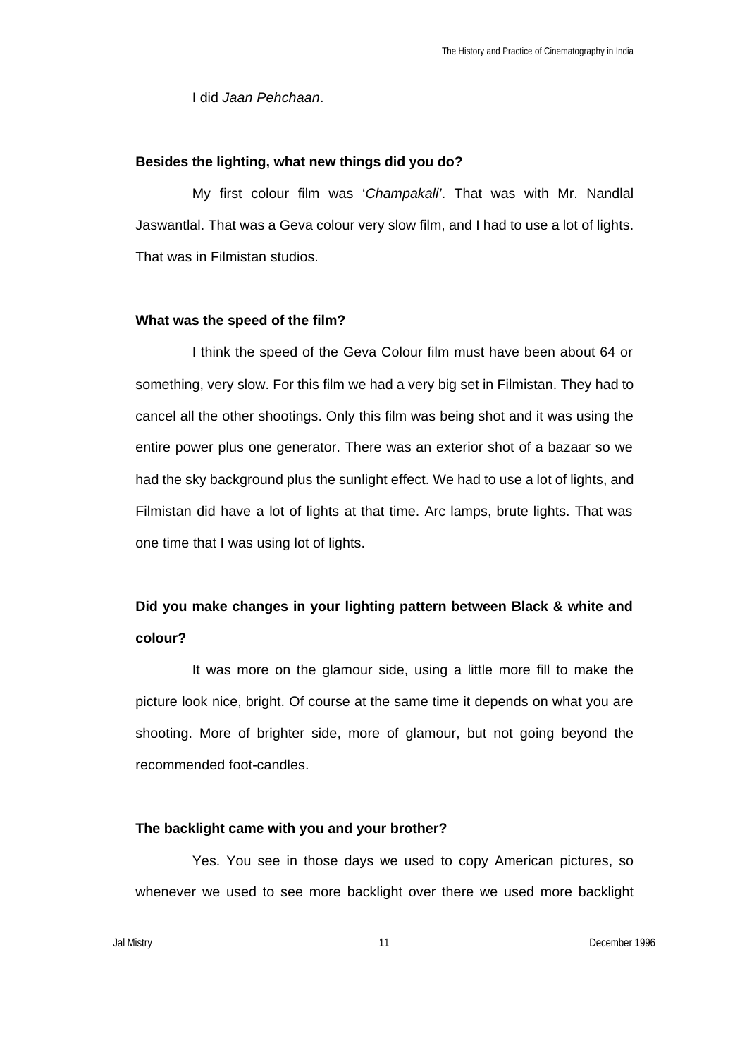I did *Jaan Pehchaan*.

**Besides the lighting, what new things did you do?**

My first colour film was '*Champakali'*. That was with Mr. Nandlal Jaswantlal. That was a Geva colour very slow film, and I had to use a lot of lights. That was in Filmistan studios.

**What was the speed of the film?**

I think the speed of the Geva Colour film must have been about 64 or something, very slow. For this film we had a very big set in Filmistan. They had to cancel all the other shootings. Only this film was being shot and it was using the entire power plus one generator. There was an exterior shot of a bazaar so we had the sky background plus the sunlight effect. We had to use a lot of lights, and Filmistan did have a lot of lights at that time. Arc lamps, brute lights. That was one time that I was using lot of lights.

**Did you make changes in your lighting pattern between Black & white and colour?**

It was more on the glamour side, using a little more fill to make the picture look nice, bright. Of course at the same time it depends on what you are shooting. More of brighter side, more of glamour, but not going beyond the recommended foot-candles.

**The backlight came with you and your brother?**

Yes. You see in those days we used to copy American pictures, so whenever we used to see more backlight over there we used more backlight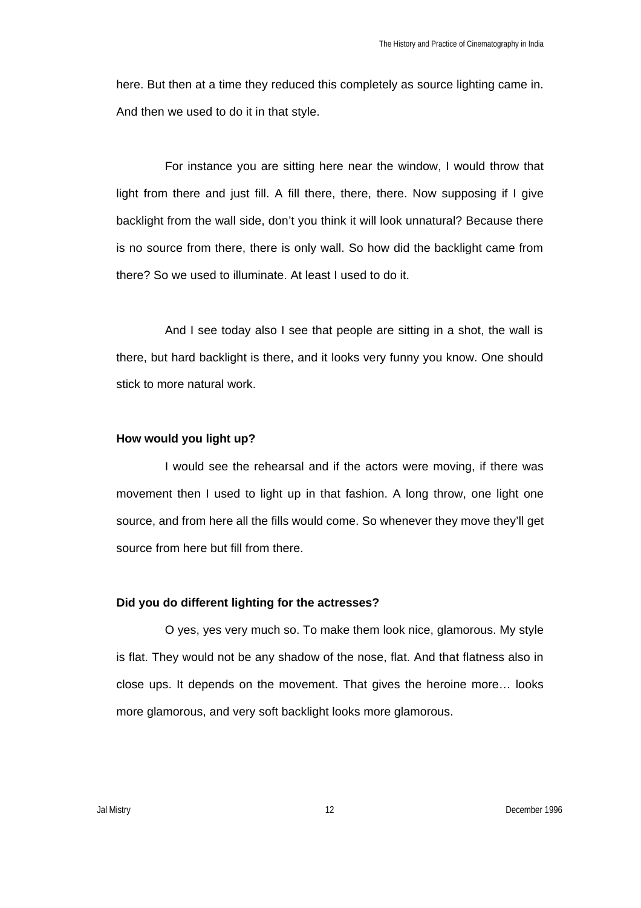here. But then at a time they reduced this completely as source lighting came in. And then we used to do it in that style.

For instance you are sitting here near the window, I would throw that light from there and just fill. A fill there, there, there. Now supposing if I give backlight from the wall side, don't you think it will look unnatural? Because there is no source from there, there is only wall. So how did the backlight came from there? So we used to illuminate. At least I used to do it.

And I see today also I see that people are sitting in a shot, the wall is there, but hard backlight is there, and it looks very funny you know. One should stick to more natural work.

**How would you light up?**

I would see the rehearsal and if the actors were moving, if there was movement then I used to light up in that fashion. A long throw, one light one source, and from here all the fills would come. So whenever they move they'll get source from here but fill from there.

**Did you do different lighting for the actresses?**

O yes, yes very much so. To make them look nice, glamorous. My style is flat. They would not be any shadow of the nose, flat. And that flatness also in close ups. It depends on the movement. That gives the heroine more… looks more glamorous, and very soft backlight looks more glamorous.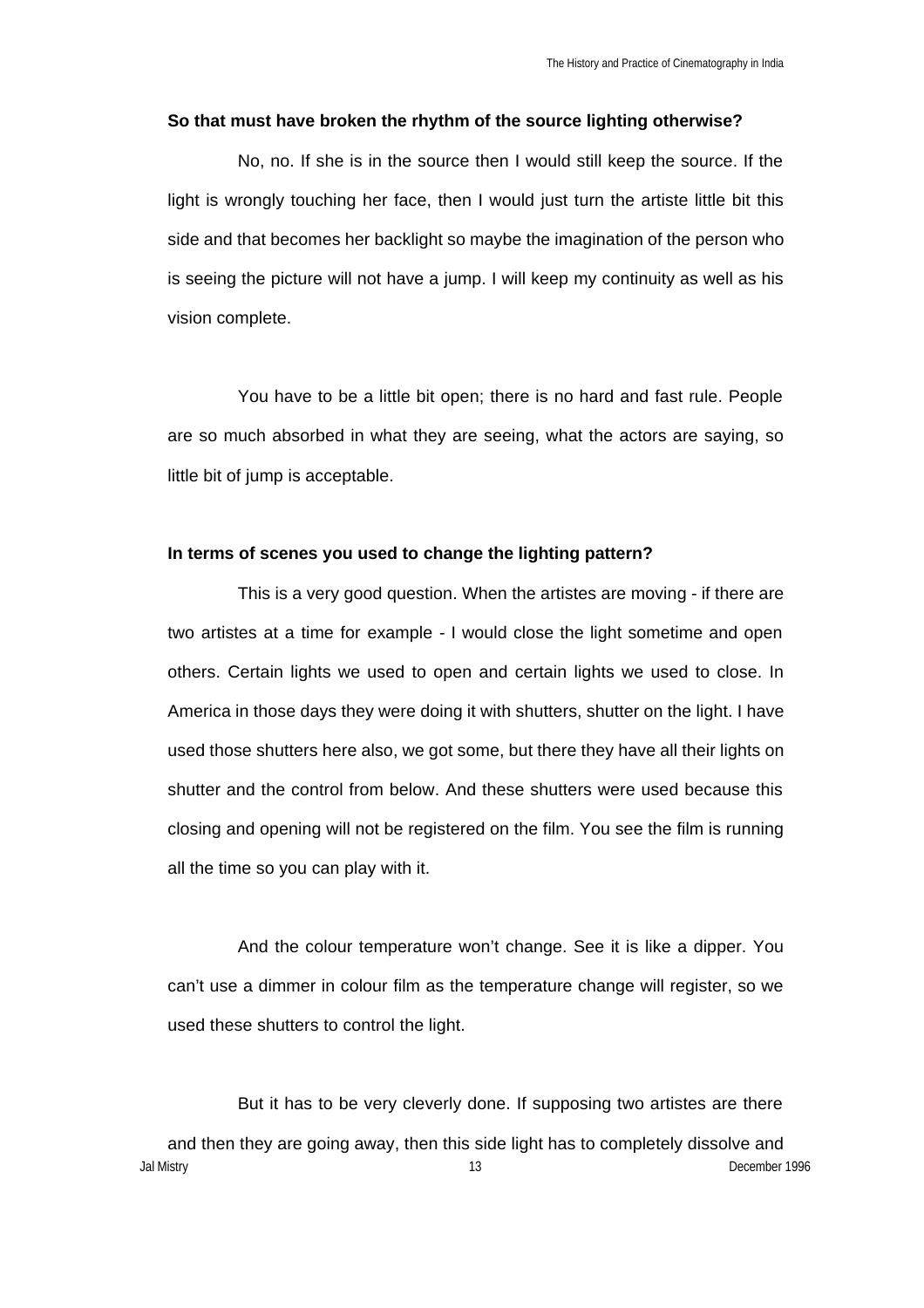**So that must have broken the rhythm of the source lighting otherwise?**

No, no. If she is in the source then I would still keep the source. If the light is wrongly touching her face, then I would just turn the artiste little bit this side and that becomes her backlight so maybe the imagination of the person who is seeing the picture will not have a jump. I will keep my continuity as well as his vision complete.

You have to be a little bit open; there is no hard and fast rule. People are so much absorbed in what they are seeing, what the actors are saying, so little bit of jump is acceptable.

**In terms of scenes you used to change the lighting pattern?**

This is a very good question. When the artistes are moving - if there are two artistes at a time for example - I would close the light sometime and open others. Certain lights we used to open and certain lights we used to close. In America in those days they were doing it with shutters, shutter on the light. I have used those shutters here also, we got some, but there they have all their lights on shutter and the control from below. And these shutters were used because this closing and opening will not be registered on the film. You see the film is running all the time so you can play with it.

And the colour temperature won't change. See it is like a dipper. You can't use a dimmer in colour film as the temperature change will register, so we used these shutters to control the light.

But it has to be very cleverly done. If supposing two artistes are there and then they are going away, then this side light has to completely dissolve and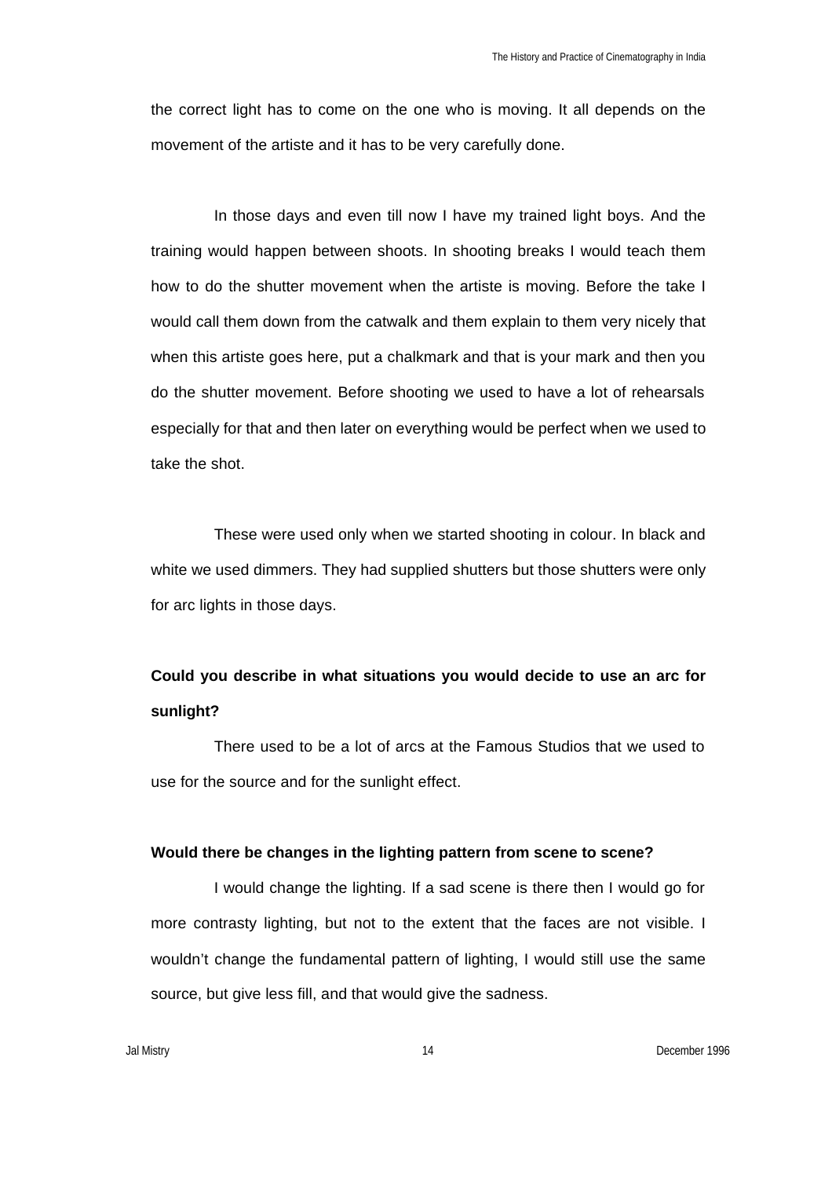the correct light has to come on the one who is moving. It all depends on the movement of the artiste and it has to be very carefully done.

In those days and even till now I have my trained light boys. And the training would happen between shoots. In shooting breaks I would teach them how to do the shutter movement when the artiste is moving. Before the take I would call them down from the catwalk and them explain to them very nicely that when this artiste goes here, put a chalkmark and that is your mark and then you do the shutter movement. Before shooting we used to have a lot of rehearsals especially for that and then later on everything would be perfect when we used to take the shot.

These were used only when we started shooting in colour. In black and white we used dimmers. They had supplied shutters but those shutters were only for arc lights in those days.

**Could you describe in what situations you would decide to use an arc for sunlight?**

There used to be a lot of arcs at the Famous Studios that we used to use for the source and for the sunlight effect.

**Would there be changes in the lighting pattern from scene to scene?**

I would change the lighting. If a sad scene is there then I would go for more contrasty lighting, but not to the extent that the faces are not visible. I wouldn't change the fundamental pattern of lighting, I would still use the same source, but give less fill, and that would give the sadness.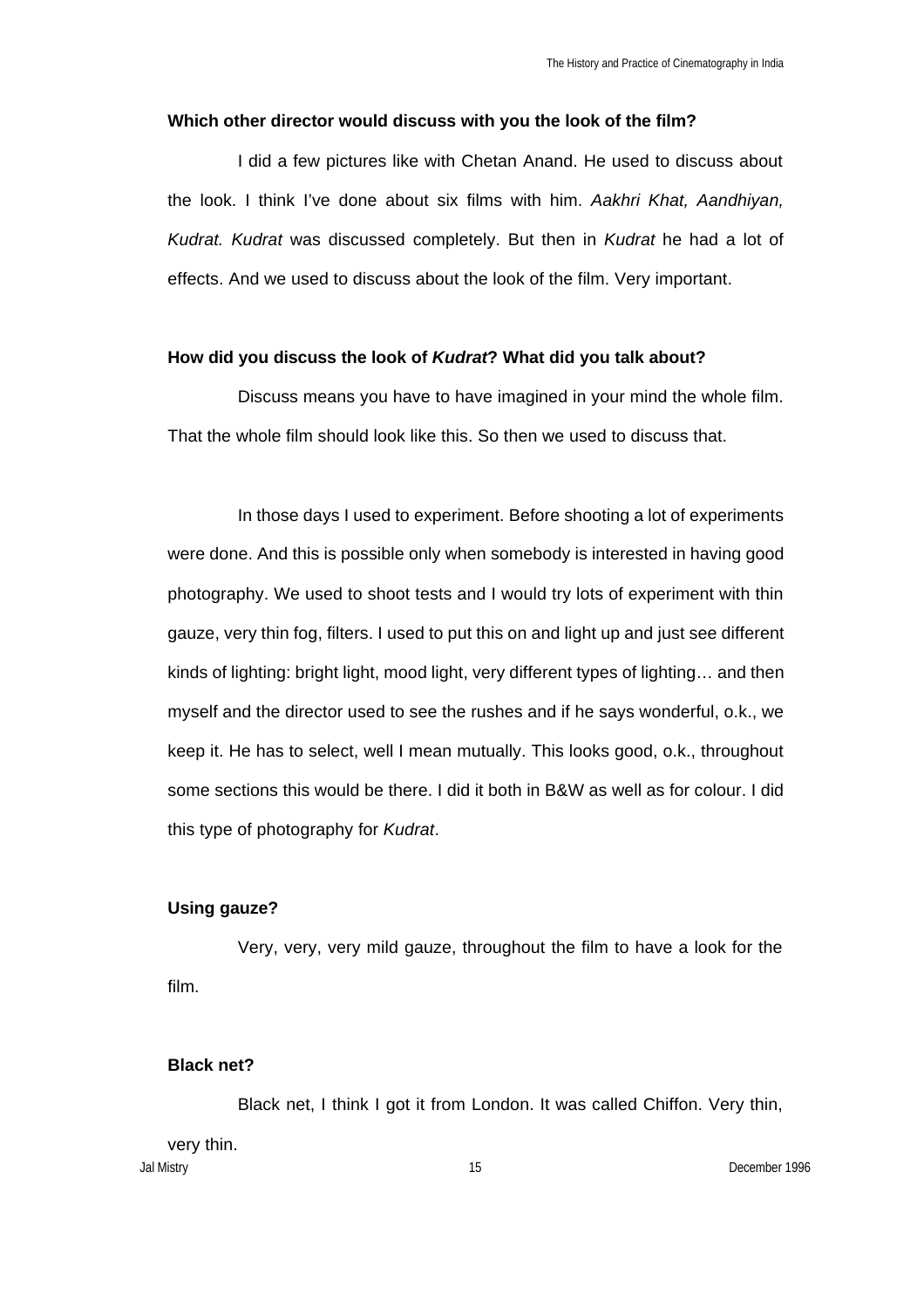**Which other director would discuss with you the look of the film?**

I did a few pictures like with Chetan Anand. He used to discuss about the look. I think I've done about six films with him. *Aakhri Khat, Aandhiyan, Kudrat. Kudrat* was discussed completely. But then in *Kudrat* he had a lot of effects. And we used to discuss about the look of the film. Very important.

**How did you discuss the look of *Kudrat*? What did you talk about?**

Discuss means you have to have imagined in your mind the whole film. That the whole film should look like this. So then we used to discuss that.

In those days I used to experiment. Before shooting a lot of experiments were done. And this is possible only when somebody is interested in having good photography. We used to shoot tests and I would try lots of experiment with thin gauze, very thin fog, filters. I used to put this on and light up and just see different kinds of lighting: bright light, mood light, very different types of lighting… and then myself and the director used to see the rushes and if he says wonderful, o.k., we keep it. He has to select, well I mean mutually. This looks good, o.k., throughout some sections this would be there. I did it both in B&W as well as for colour. I did this type of photography for *Kudrat*.

**Using gauze?**

Very, very, very mild gauze, throughout the film to have a look for the film.

**Black net?**

Black net, I think I got it from London. It was called Chiffon. Very thin, very thin.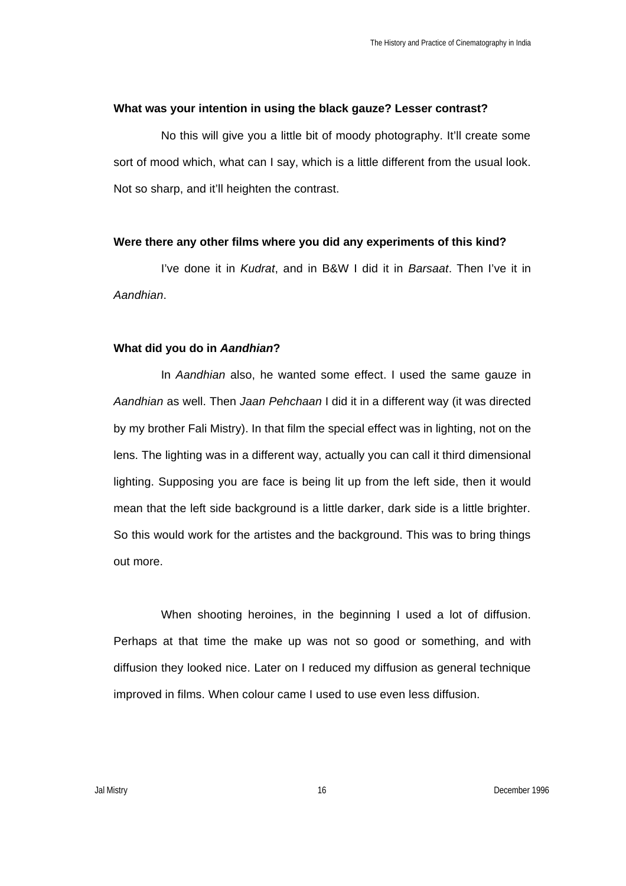**What was your intention in using the black gauze? Lesser contrast?**

No this will give you a little bit of moody photography. It'll create some sort of mood which, what can I say, which is a little different from the usual look. Not so sharp, and it'll heighten the contrast.

**Were there any other films where you did any experiments of this kind?**

I've done it in *Kudrat*, and in B&W I did it in *Barsaat*. Then I've it in *Aandhian*.

**What did you do in *Aandhian*?**

In *Aandhian* also, he wanted some effect. I used the same gauze in *Aandhian* as well. Then *Jaan Pehchaan* I did it in a different way (it was directed by my brother Fali Mistry). In that film the special effect was in lighting, not on the lens. The lighting was in a different way, actually you can call it third dimensional lighting. Supposing you are face is being lit up from the left side, then it would mean that the left side background is a little darker, dark side is a little brighter. So this would work for the artistes and the background. This was to bring things out more.

When shooting heroines, in the beginning I used a lot of diffusion. Perhaps at that time the make up was not so good or something, and with diffusion they looked nice. Later on I reduced my diffusion as general technique improved in films. When colour came I used to use even less diffusion.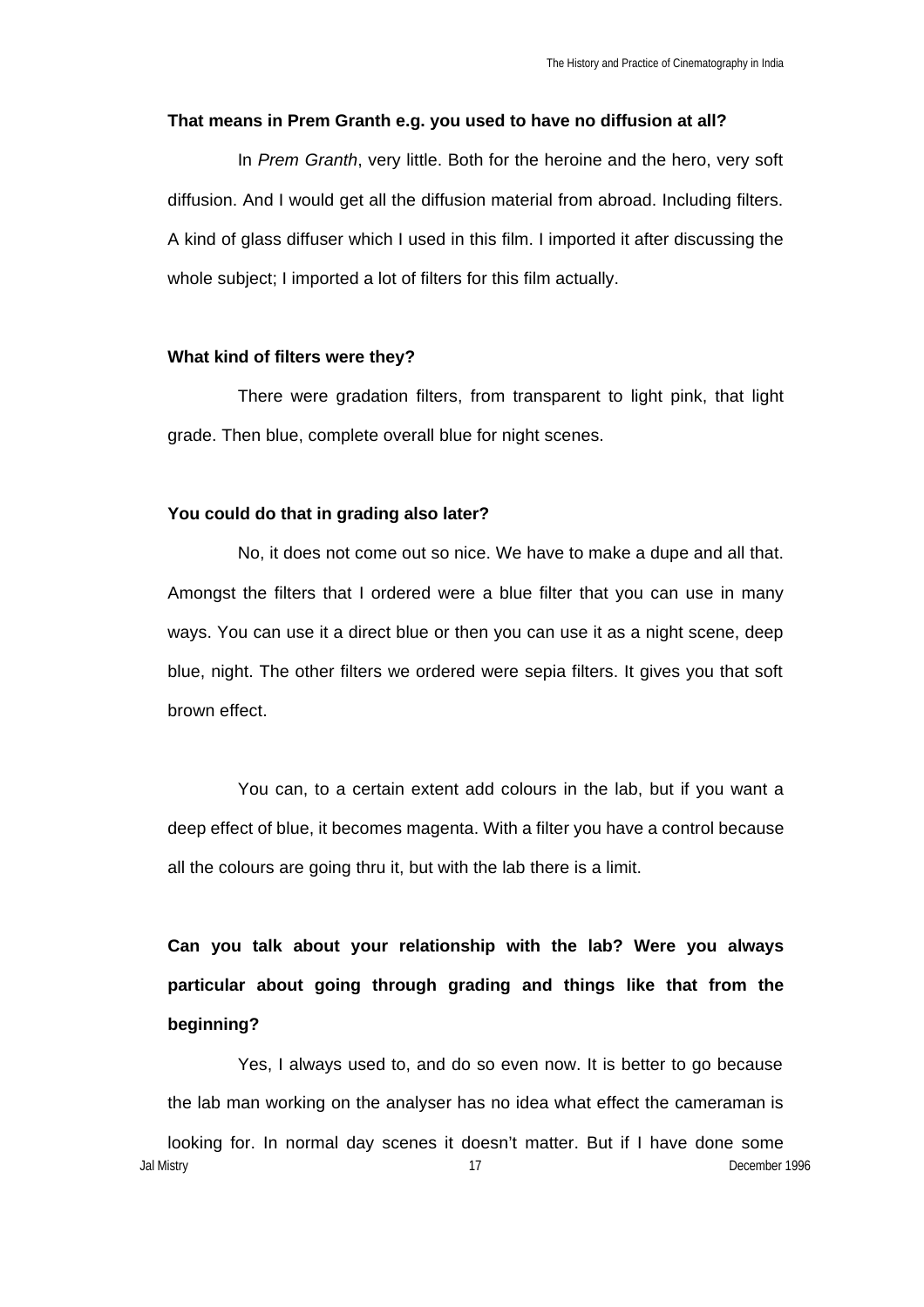**That means in Prem Granth e.g. you used to have no diffusion at all?**

In *Prem Granth*, very little. Both for the heroine and the hero, very soft diffusion. And I would get all the diffusion material from abroad. Including filters. A kind of glass diffuser which I used in this film. I imported it after discussing the whole subject; I imported a lot of filters for this film actually.

**What kind of filters were they?**

There were gradation filters, from transparent to light pink, that light grade. Then blue, complete overall blue for night scenes.

**You could do that in grading also later?**

No, it does not come out so nice. We have to make a dupe and all that. Amongst the filters that I ordered were a blue filter that you can use in many ways. You can use it a direct blue or then you can use it as a night scene, deep blue, night. The other filters we ordered were sepia filters. It gives you that soft brown effect.

You can, to a certain extent add colours in the lab, but if you want a deep effect of blue, it becomes magenta. With a filter you have a control because all the colours are going thru it, but with the lab there is a limit.

**Can you talk about your relationship with the lab? Were you always particular about going through grading and things like that from the beginning?**

Yes, I always used to, and do so even now. It is better to go because the lab man working on the analyser has no idea what effect the cameraman is looking for. In normal day scenes it doesn't matter. But if I have done some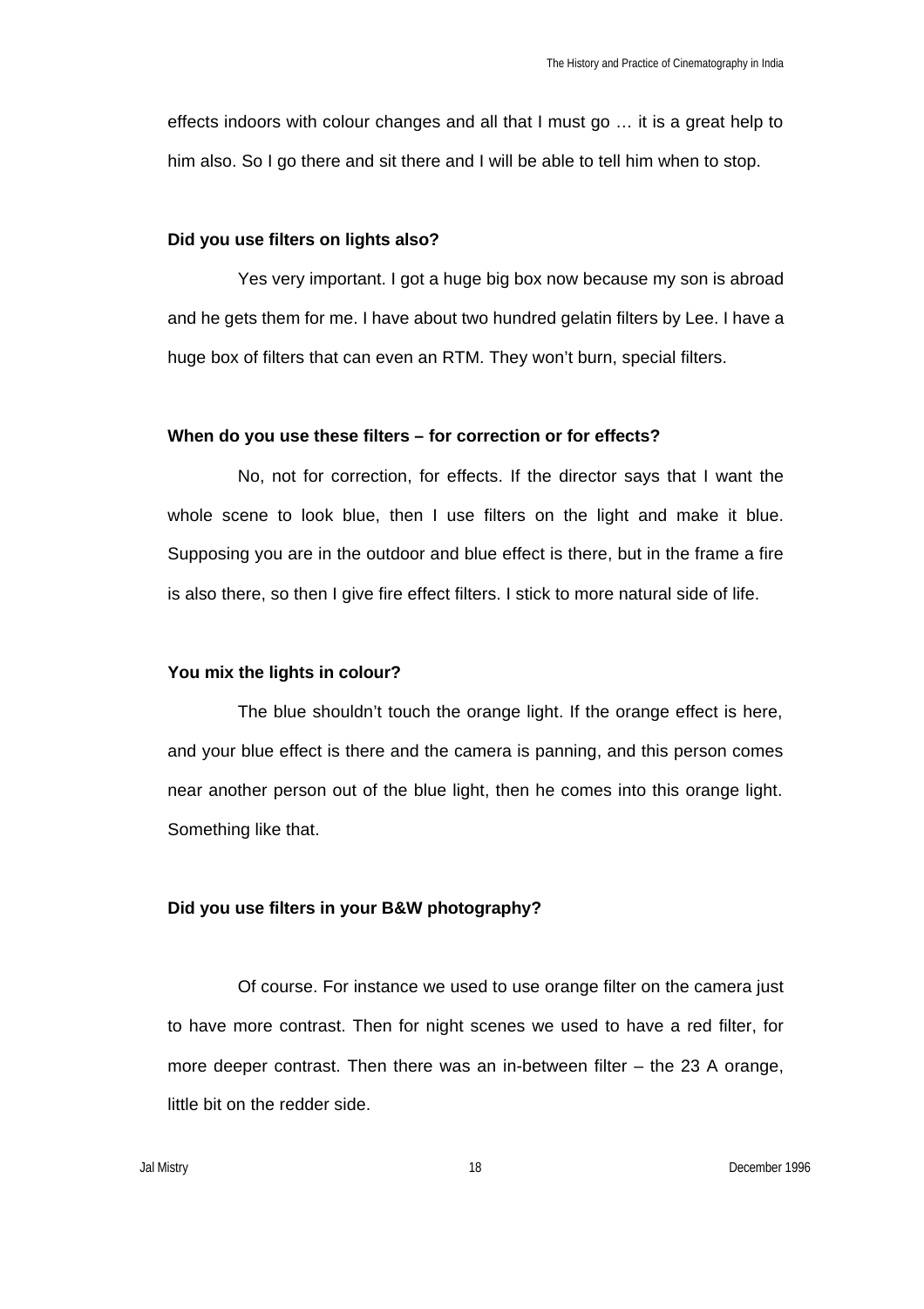effects indoors with colour changes and all that I must go … it is a great help to him also. So I go there and sit there and I will be able to tell him when to stop.

**Did you use filters on lights also?**

Yes very important. I got a huge big box now because my son is abroad and he gets them for me. I have about two hundred gelatin filters by Lee. I have a huge box of filters that can even an RTM. They won't burn, special filters.

**When do you use these filters – for correction or for effects?**

No, not for correction, for effects. If the director says that I want the whole scene to look blue, then I use filters on the light and make it blue. Supposing you are in the outdoor and blue effect is there, but in the frame a fire is also there, so then I give fire effect filters. I stick to more natural side of life.

**You mix the lights in colour?**

The blue shouldn't touch the orange light. If the orange effect is here, and your blue effect is there and the camera is panning, and this person comes near another person out of the blue light, then he comes into this orange light. Something like that.

**Did you use filters in your B&W photography?**

Of course. For instance we used to use orange filter on the camera just to have more contrast. Then for night scenes we used to have a red filter, for more deeper contrast. Then there was an in-between filter – the 23 A orange, little bit on the redder side.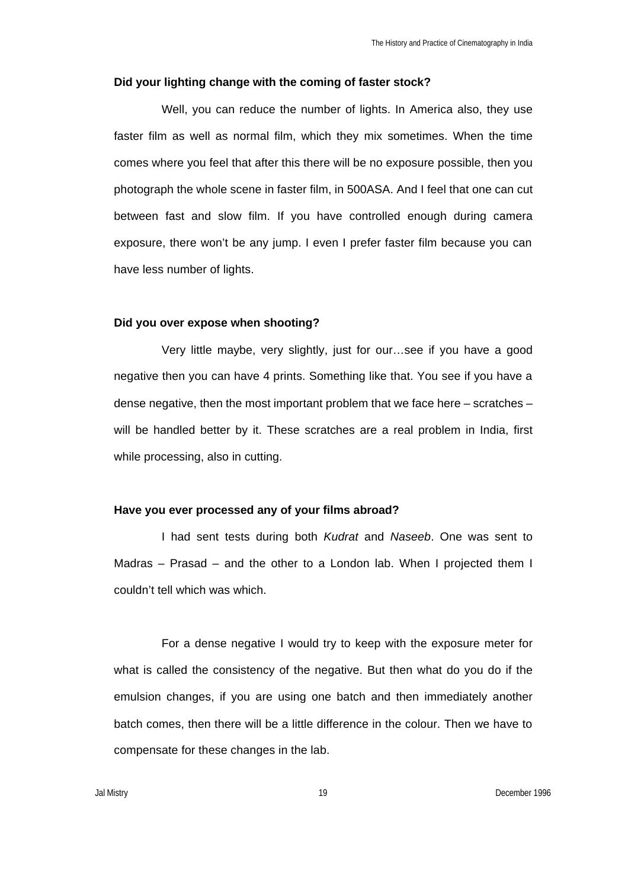**Did your lighting change with the coming of faster stock?**

Well, you can reduce the number of lights. In America also, they use faster film as well as normal film, which they mix sometimes. When the time comes where you feel that after this there will be no exposure possible, then you photograph the whole scene in faster film, in 500ASA. And I feel that one can cut between fast and slow film. If you have controlled enough during camera exposure, there won't be any jump. I even I prefer faster film because you can have less number of lights.

**Did you over expose when shooting?**

Very little maybe, very slightly, just for our…see if you have a good negative then you can have 4 prints. Something like that. You see if you have a dense negative, then the most important problem that we face here – scratches – will be handled better by it. These scratches are a real problem in India, first while processing, also in cutting.

**Have you ever processed any of your films abroad?**

I had sent tests during both *Kudrat* and *Naseeb*. One was sent to Madras – Prasad – and the other to a London lab. When I projected them I couldn't tell which was which.

For a dense negative I would try to keep with the exposure meter for what is called the consistency of the negative. But then what do you do if the emulsion changes, if you are using one batch and then immediately another batch comes, then there will be a little difference in the colour. Then we have to compensate for these changes in the lab.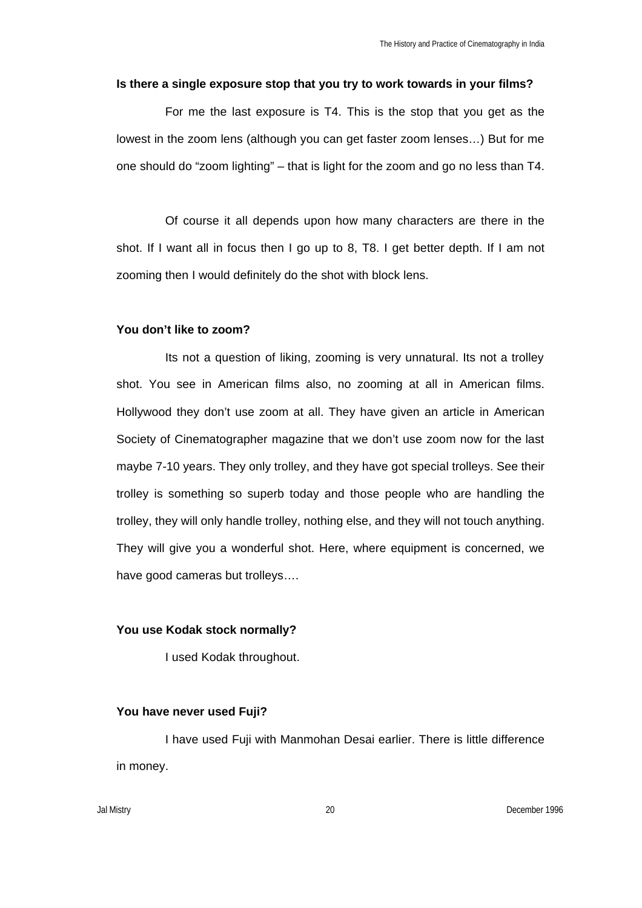**Is there a single exposure stop that you try to work towards in your films?**

For me the last exposure is T4. This is the stop that you get as the lowest in the zoom lens (although you can get faster zoom lenses…) But for me one should do "zoom lighting" – that is light for the zoom and go no less than T4.

Of course it all depends upon how many characters are there in the shot. If I want all in focus then I go up to 8, T8. I get better depth. If I am not zooming then I would definitely do the shot with block lens.

**You don't like to zoom?**

Its not a question of liking, zooming is very unnatural. Its not a trolley shot. You see in American films also, no zooming at all in American films. Hollywood they don't use zoom at all. They have given an article in American Society of Cinematographer magazine that we don't use zoom now for the last maybe 7-10 years. They only trolley, and they have got special trolleys. See their trolley is something so superb today and those people who are handling the trolley, they will only handle trolley, nothing else, and they will not touch anything. They will give you a wonderful shot. Here, where equipment is concerned, we have good cameras but trolleys….

**You use Kodak stock normally?**

I used Kodak throughout.

**You have never used Fuji?**

I have used Fuji with Manmohan Desai earlier. There is little difference in money.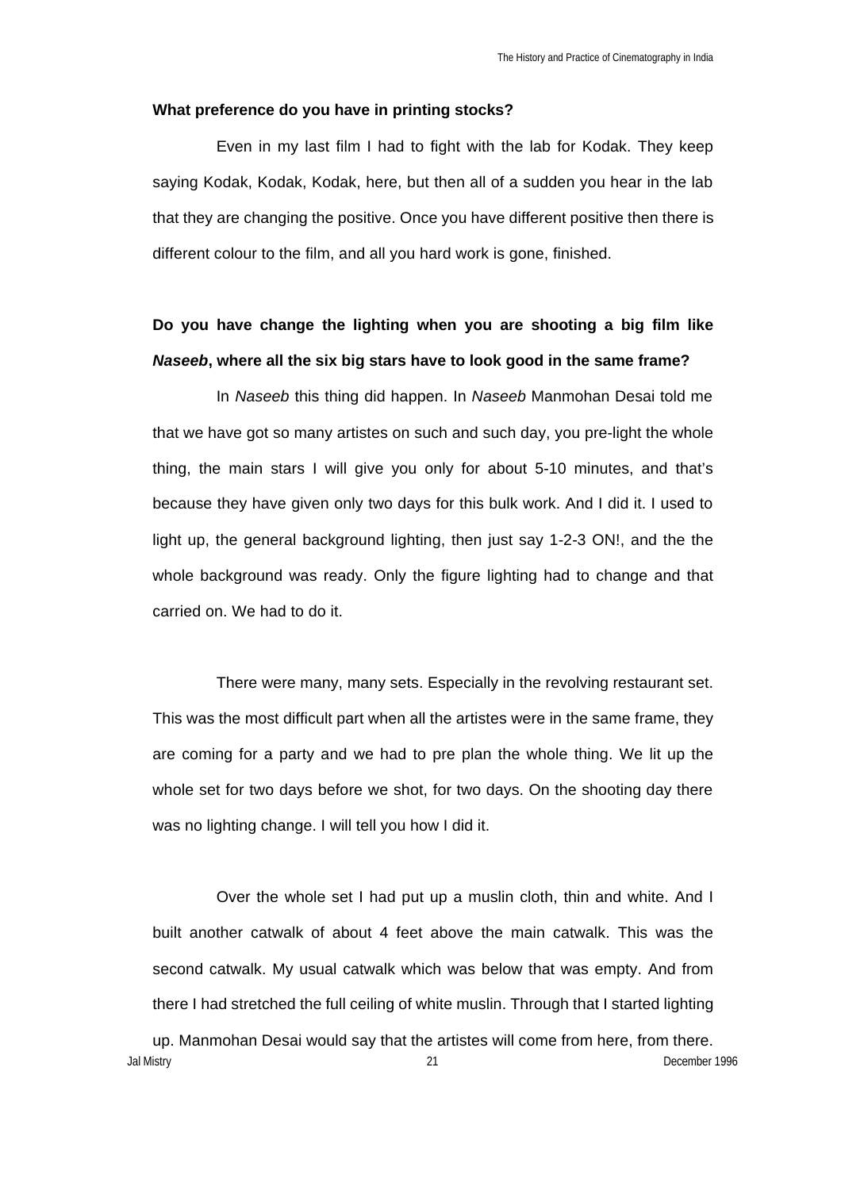**What preference do you have in printing stocks?**

Even in my last film I had to fight with the lab for Kodak. They keep saying Kodak, Kodak, Kodak, here, but then all of a sudden you hear in the lab that they are changing the positive. Once you have different positive then there is different colour to the film, and all you hard work is gone, finished.

**Do you have change the lighting when you are shooting a big film like *Naseeb*, where all the six big stars have to look good in the same frame?**

In *Naseeb* this thing did happen. In *Naseeb* Manmohan Desai told me that we have got so many artistes on such and such day, you pre-light the whole thing, the main stars I will give you only for about 5-10 minutes, and that's because they have given only two days for this bulk work. And I did it. I used to light up, the general background lighting, then just say 1-2-3 ON!, and the the whole background was ready. Only the figure lighting had to change and that carried on. We had to do it.

There were many, many sets. Especially in the revolving restaurant set. This was the most difficult part when all the artistes were in the same frame, they are coming for a party and we had to pre plan the whole thing. We lit up the whole set for two days before we shot, for two days. On the shooting day there was no lighting change. I will tell you how I did it.

Over the whole set I had put up a muslin cloth, thin and white. And I built another catwalk of about 4 feet above the main catwalk. This was the second catwalk. My usual catwalk which was below that was empty. And from there I had stretched the full ceiling of white muslin. Through that I started lighting up. Manmohan Desai would say that the artistes will come from here, from there.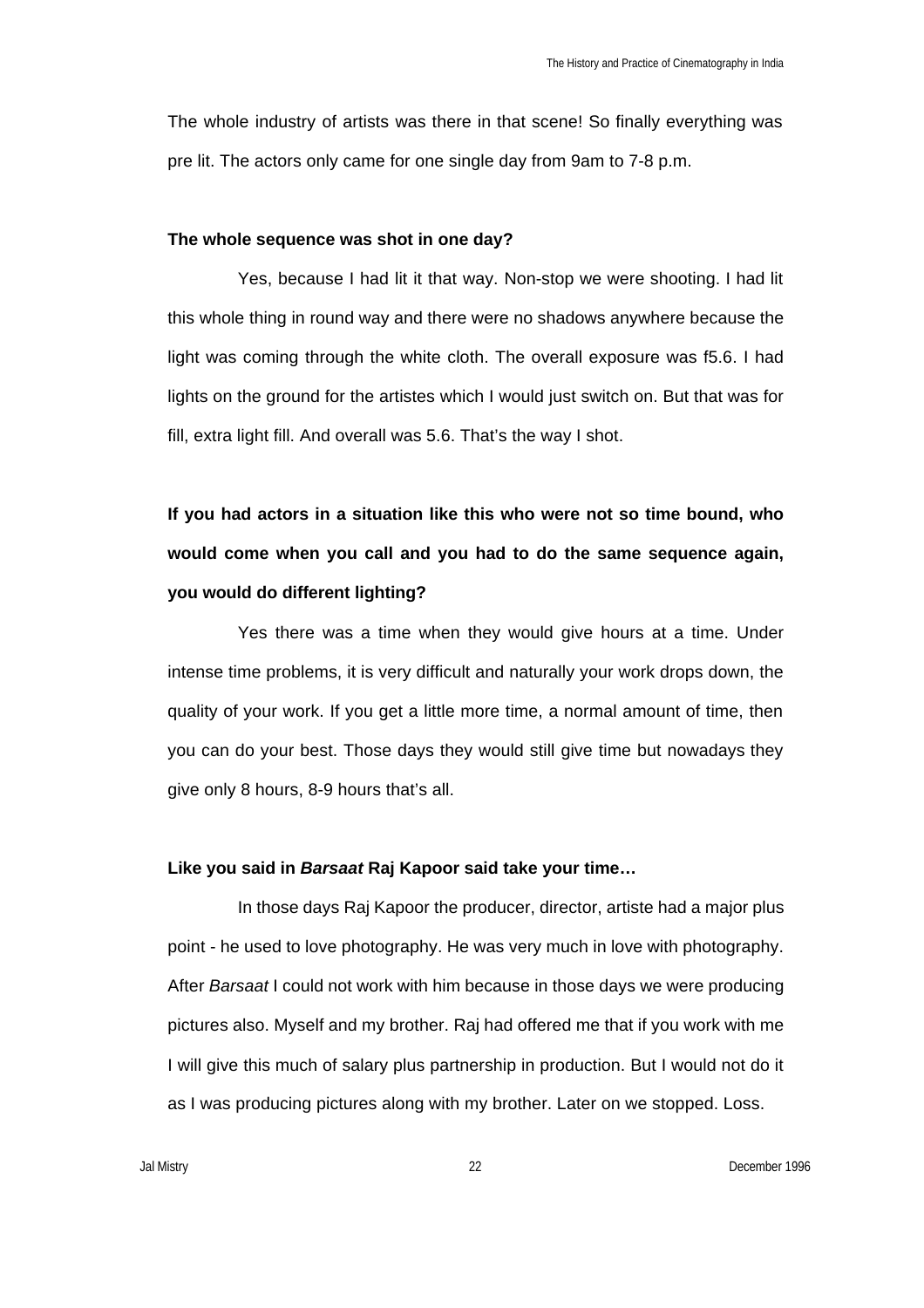The whole industry of artists was there in that scene! So finally everything was pre lit. The actors only came for one single day from 9am to 7-8 p.m.

**The whole sequence was shot in one day?**

Yes, because I had lit it that way. Non-stop we were shooting. I had lit this whole thing in round way and there were no shadows anywhere because the light was coming through the white cloth. The overall exposure was f5.6. I had lights on the ground for the artistes which I would just switch on. But that was for fill, extra light fill. And overall was 5.6. That's the way I shot.

**If you had actors in a situation like this who were not so time bound, who would come when you call and you had to do the same sequence again, you would do different lighting?**

Yes there was a time when they would give hours at a time. Under intense time problems, it is very difficult and naturally your work drops down, the quality of your work. If you get a little more time, a normal amount of time, then you can do your best. Those days they would still give time but nowadays they give only 8 hours, 8-9 hours that's all.

**Like you said in *Barsaat* Raj Kapoor said take your time…**

In those days Raj Kapoor the producer, director, artiste had a major plus point - he used to love photography. He was very much in love with photography. After *Barsaat* I could not work with him because in those days we were producing pictures also. Myself and my brother. Raj had offered me that if you work with me I will give this much of salary plus partnership in production. But I would not do it as I was producing pictures along with my brother. Later on we stopped. Loss.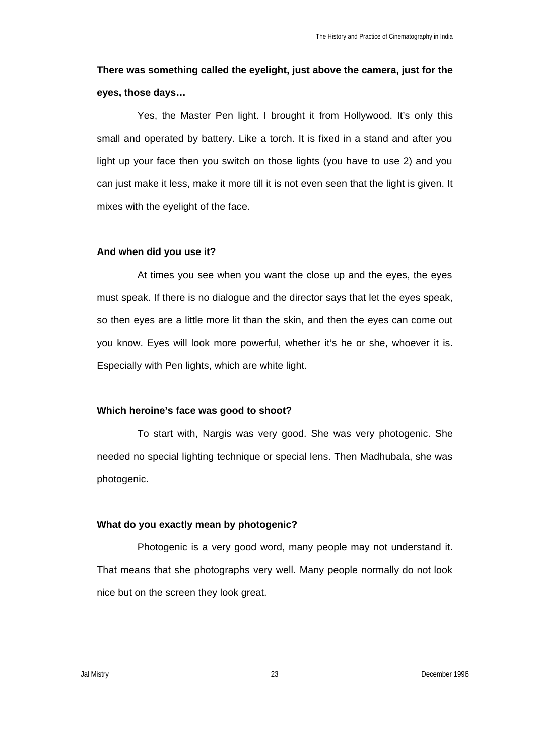**There was something called the eyelight, just above the camera, just for the eyes, those days…**

Yes, the Master Pen light. I brought it from Hollywood. It's only this small and operated by battery. Like a torch. It is fixed in a stand and after you light up your face then you switch on those lights (you have to use 2) and you can just make it less, make it more till it is not even seen that the light is given. It mixes with the eyelight of the face.

**And when did you use it?**

At times you see when you want the close up and the eyes, the eyes must speak. If there is no dialogue and the director says that let the eyes speak, so then eyes are a little more lit than the skin, and then the eyes can come out you know. Eyes will look more powerful, whether it's he or she, whoever it is. Especially with Pen lights, which are white light.

**Which heroine's face was good to shoot?**

To start with, Nargis was very good. She was very photogenic. She needed no special lighting technique or special lens. Then Madhubala, she was photogenic.

**What do you exactly mean by photogenic?**

Photogenic is a very good word, many people may not understand it. That means that she photographs very well. Many people normally do not look nice but on the screen they look great.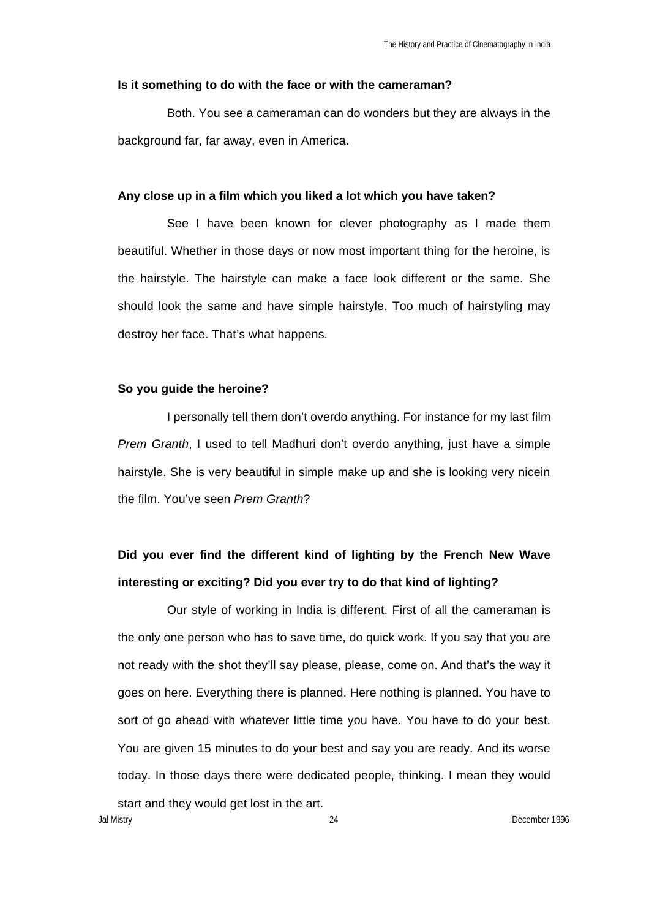**Is it something to do with the face or with the cameraman?**

Both. You see a cameraman can do wonders but they are always in the background far, far away, even in America.

**Any close up in a film which you liked a lot which you have taken?**

See I have been known for clever photography as I made them beautiful. Whether in those days or now most important thing for the heroine, is the hairstyle. The hairstyle can make a face look different or the same. She should look the same and have simple hairstyle. Too much of hairstyling may destroy her face. That's what happens.

**So you guide the heroine?**

I personally tell them don't overdo anything. For instance for my last film *Prem Granth*, I used to tell Madhuri don't overdo anything, just have a simple hairstyle. She is very beautiful in simple make up and she is looking very nicein the film. You've seen *Prem Granth*?

**Did you ever find the different kind of lighting by the French New Wave interesting or exciting? Did you ever try to do that kind of lighting?**

Our style of working in India is different. First of all the cameraman is the only one person who has to save time, do quick work. If you say that you are not ready with the shot they'll say please, please, come on. And that's the way it goes on here. Everything there is planned. Here nothing is planned. You have to sort of go ahead with whatever little time you have. You have to do your best. You are given 15 minutes to do your best and say you are ready. And its worse today. In those days there were dedicated people, thinking. I mean they would start and they would get lost in the art.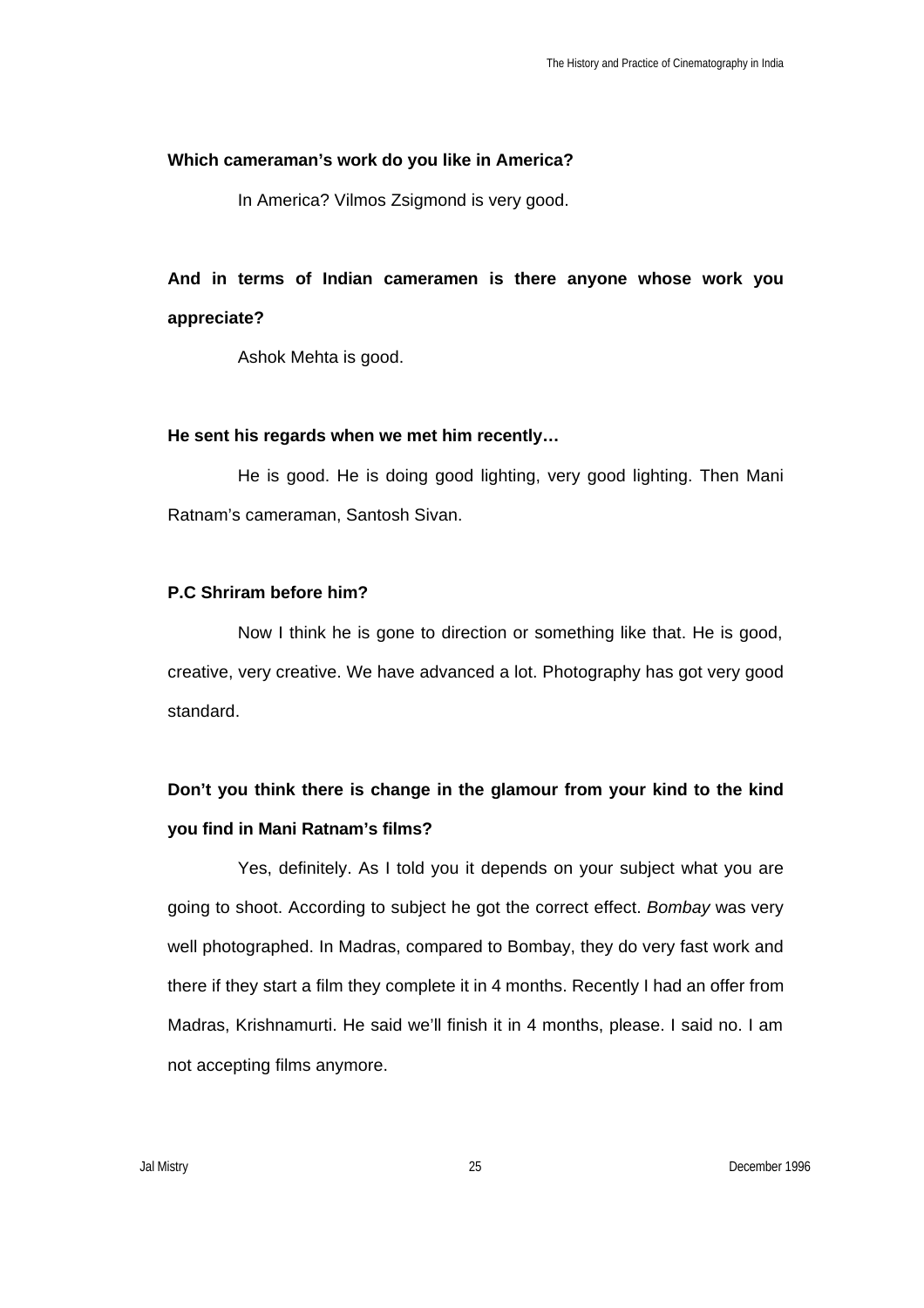**Which cameraman's work do you like in America?**

In America? Vilmos Zsigmond is very good.

**And in terms of Indian cameramen is there anyone whose work you appreciate?**

Ashok Mehta is good.

**He sent his regards when we met him recently…**

He is good. He is doing good lighting, very good lighting. Then Mani Ratnam's cameraman, Santosh Sivan.

**P.C Shriram before him?**

Now I think he is gone to direction or something like that. He is good, creative, very creative. We have advanced a lot. Photography has got very good standard.

**Don't you think there is change in the glamour from your kind to the kind you find in Mani Ratnam's films?**

Yes, definitely. As I told you it depends on your subject what you are going to shoot. According to subject he got the correct effect. *Bombay* was very well photographed. In Madras, compared to Bombay, they do very fast work and there if they start a film they complete it in 4 months. Recently I had an offer from Madras, Krishnamurti. He said we'll finish it in 4 months, please. I said no. I am not accepting films anymore.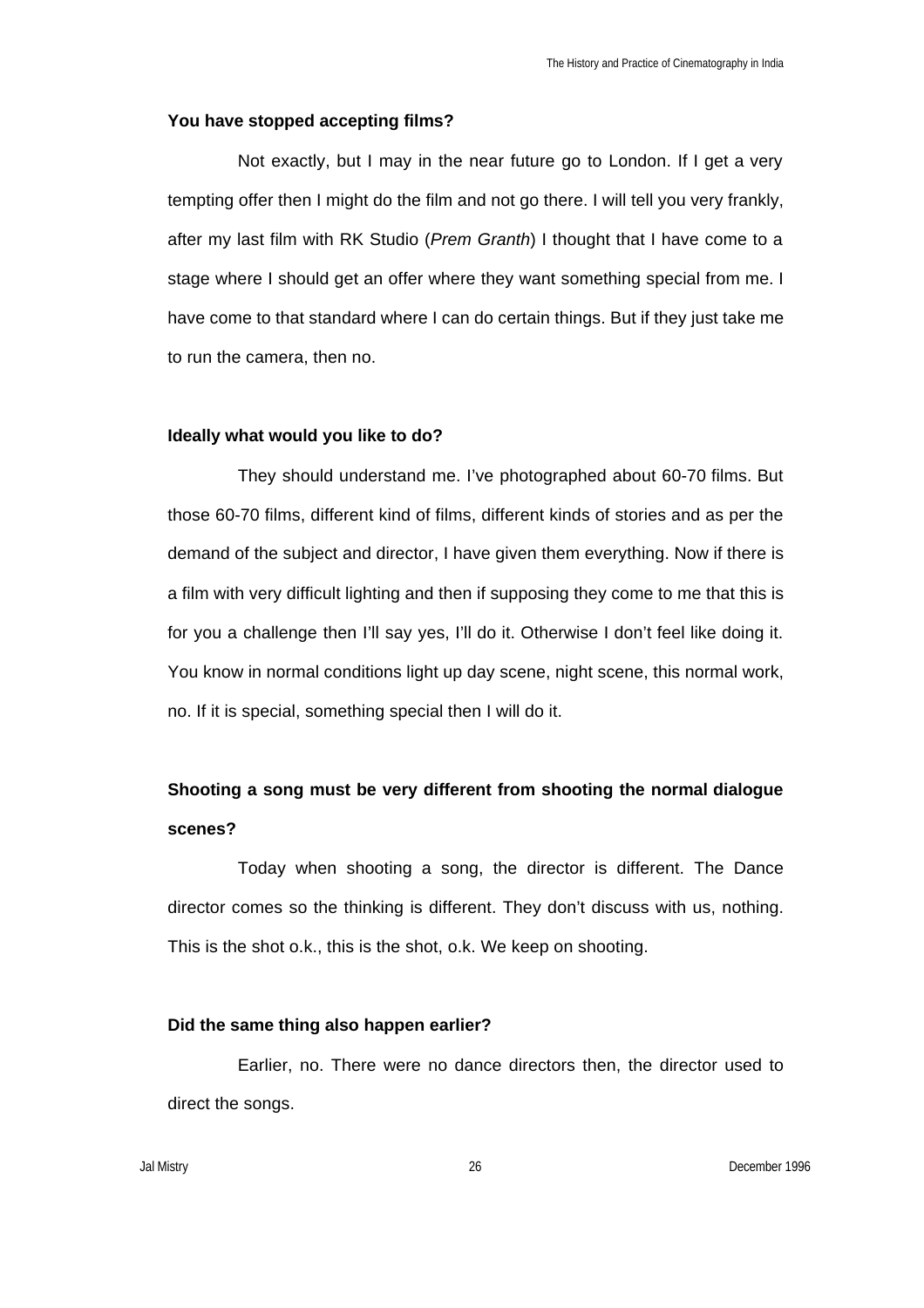**You have stopped accepting films?**

Not exactly, but I may in the near future go to London. If I get a very tempting offer then I might do the film and not go there. I will tell you very frankly, after my last film with RK Studio (*Prem Granth*) I thought that I have come to a stage where I should get an offer where they want something special from me. I have come to that standard where I can do certain things. But if they just take me to run the camera, then no.

**Ideally what would you like to do?**

They should understand me. I've photographed about 60-70 films. But those 60-70 films, different kind of films, different kinds of stories and as per the demand of the subject and director, I have given them everything. Now if there is a film with very difficult lighting and then if supposing they come to me that this is for you a challenge then I'll say yes, I'll do it. Otherwise I don't feel like doing it. You know in normal conditions light up day scene, night scene, this normal work, no. If it is special, something special then I will do it.

**Shooting a song must be very different from shooting the normal dialogue scenes?**

Today when shooting a song, the director is different. The Dance director comes so the thinking is different. They don't discuss with us, nothing. This is the shot o.k., this is the shot, o.k. We keep on shooting.

**Did the same thing also happen earlier?**

Earlier, no. There were no dance directors then, the director used to direct the songs.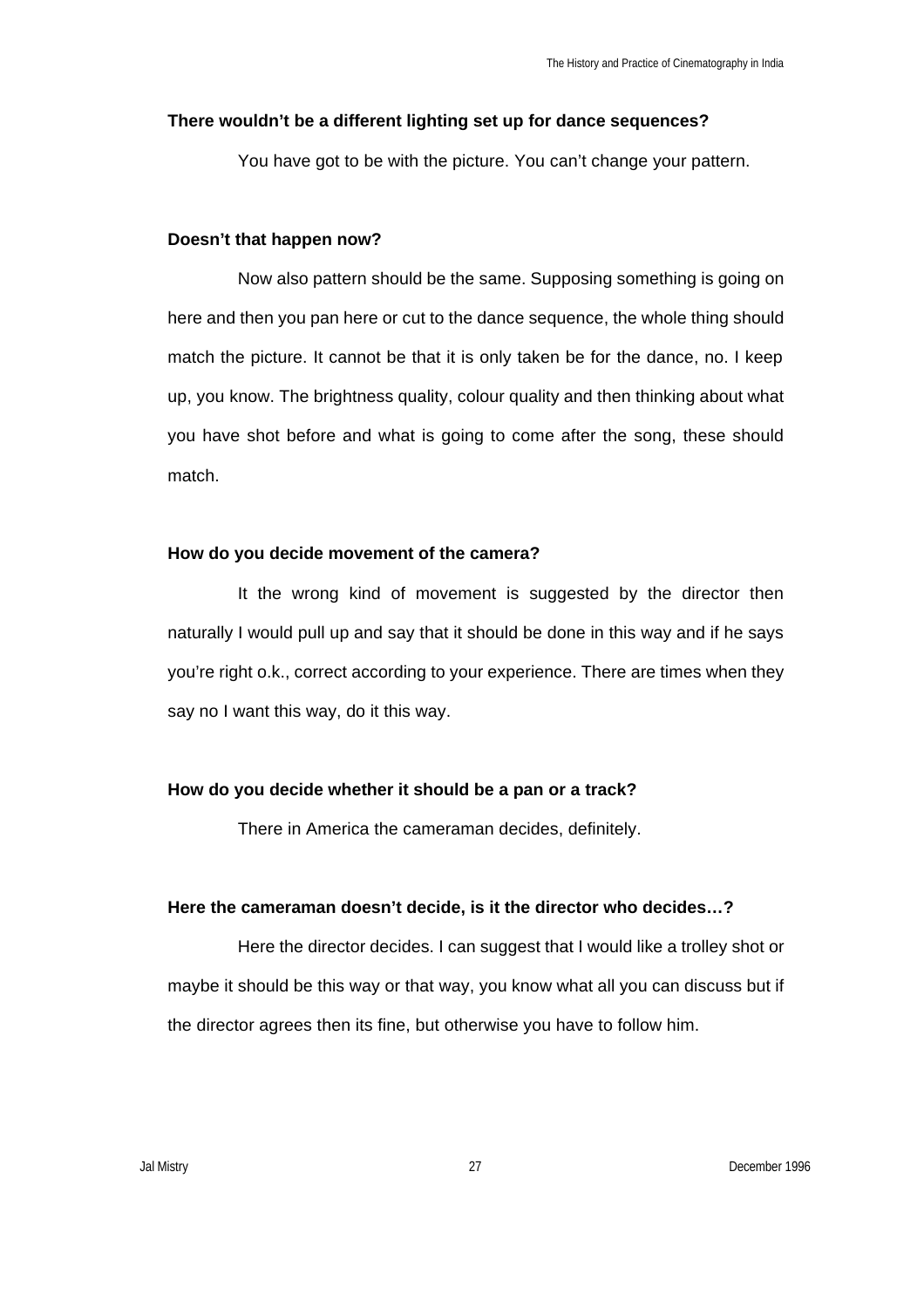**There wouldn't be a different lighting set up for dance sequences?**

You have got to be with the picture. You can't change your pattern.

**Doesn't that happen now?**

Now also pattern should be the same. Supposing something is going on here and then you pan here or cut to the dance sequence, the whole thing should match the picture. It cannot be that it is only taken be for the dance, no. I keep up, you know. The brightness quality, colour quality and then thinking about what you have shot before and what is going to come after the song, these should match.

**How do you decide movement of the camera?**

It the wrong kind of movement is suggested by the director then naturally I would pull up and say that it should be done in this way and if he says you're right o.k., correct according to your experience. There are times when they say no I want this way, do it this way.

**How do you decide whether it should be a pan or a track?**

There in America the cameraman decides, definitely.

**Here the cameraman doesn't decide, is it the director who decides…?**

Here the director decides. I can suggest that I would like a trolley shot or maybe it should be this way or that way, you know what all you can discuss but if the director agrees then its fine, but otherwise you have to follow him.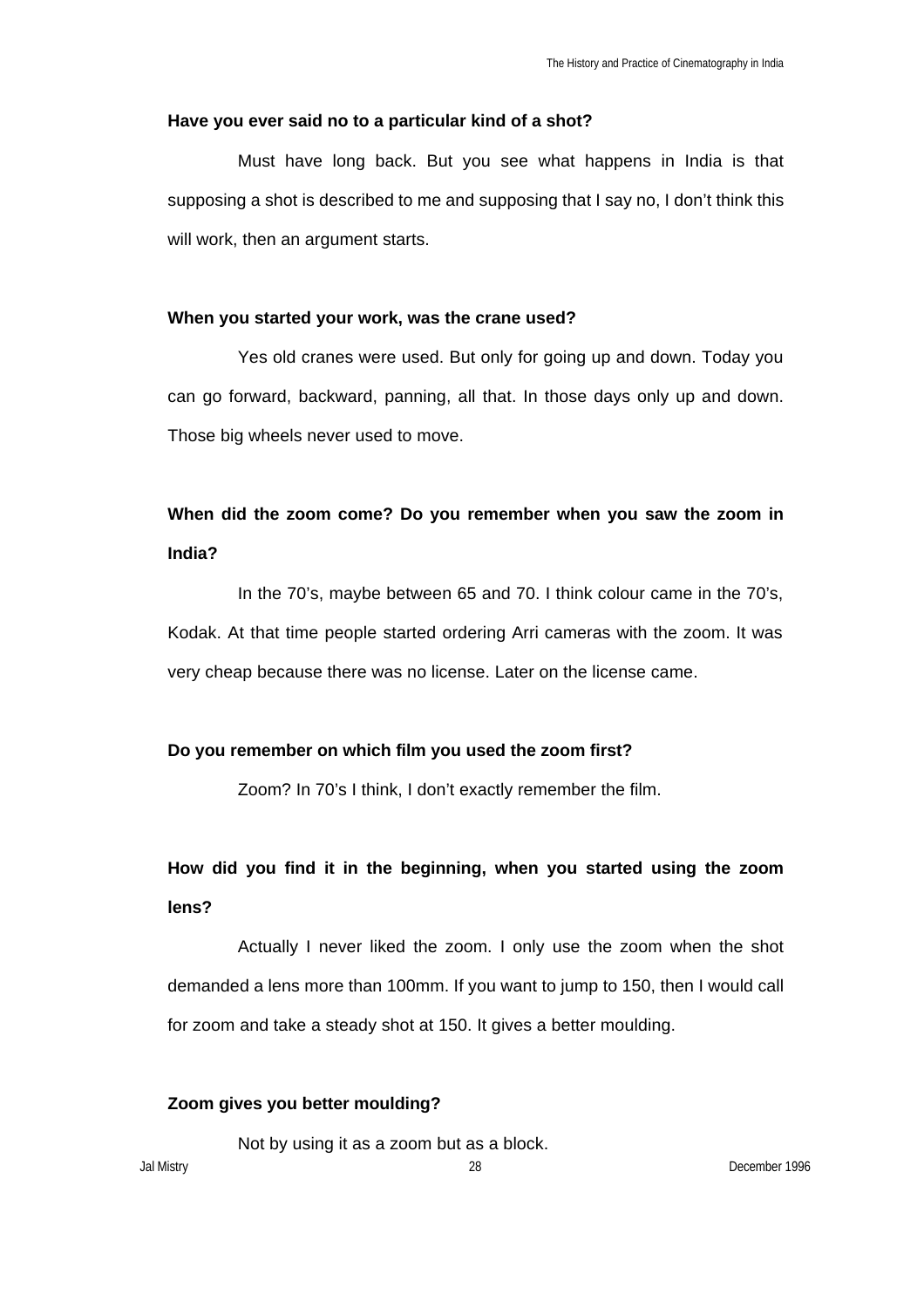**Have you ever said no to a particular kind of a shot?**

Must have long back. But you see what happens in India is that supposing a shot is described to me and supposing that I say no, I don't think this will work, then an argument starts.

**When you started your work, was the crane used?**

Yes old cranes were used. But only for going up and down. Today you can go forward, backward, panning, all that. In those days only up and down. Those big wheels never used to move.

**When did the zoom come? Do you remember when you saw the zoom in India?**

In the 70's, maybe between 65 and 70. I think colour came in the 70's, Kodak. At that time people started ordering Arri cameras with the zoom. It was very cheap because there was no license. Later on the license came.

**Do you remember on which film you used the zoom first?**

Zoom? In 70's I think, I don't exactly remember the film.

**How did you find it in the beginning, when you started using the zoom lens?**

Actually I never liked the zoom. I only use the zoom when the shot demanded a lens more than 100mm. If you want to jump to 150, then I would call for zoom and take a steady shot at 150. It gives a better moulding.

**Zoom gives you better moulding?**

Not by using it as a zoom but as a block.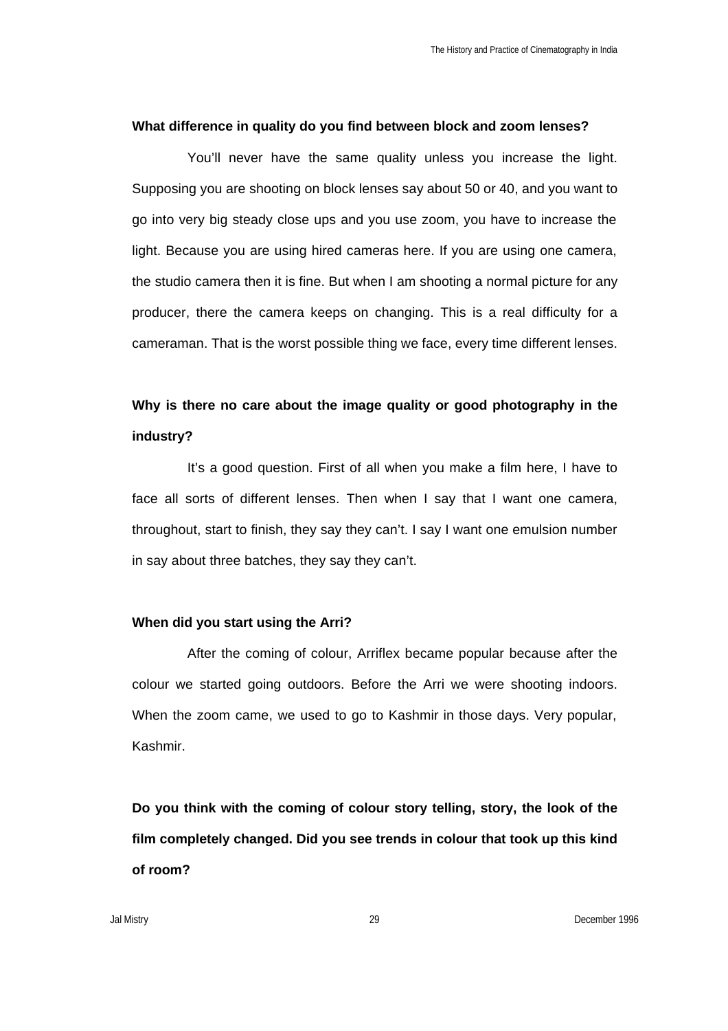**What difference in quality do you find between block and zoom lenses?**

You'll never have the same quality unless you increase the light. Supposing you are shooting on block lenses say about 50 or 40, and you want to go into very big steady close ups and you use zoom, you have to increase the light. Because you are using hired cameras here. If you are using one camera, the studio camera then it is fine. But when I am shooting a normal picture for any producer, there the camera keeps on changing. This is a real difficulty for a cameraman. That is the worst possible thing we face, every time different lenses.

**Why is there no care about the image quality or good photography in the industry?**

It's a good question. First of all when you make a film here, I have to face all sorts of different lenses. Then when I say that I want one camera, throughout, start to finish, they say they can't. I say I want one emulsion number in say about three batches, they say they can't.

**When did you start using the Arri?**

After the coming of colour, Arriflex became popular because after the colour we started going outdoors. Before the Arri we were shooting indoors. When the zoom came, we used to go to Kashmir in those days. Very popular, Kashmir.

**Do you think with the coming of colour story telling, story, the look of the film completely changed. Did you see trends in colour that took up this kind of room?**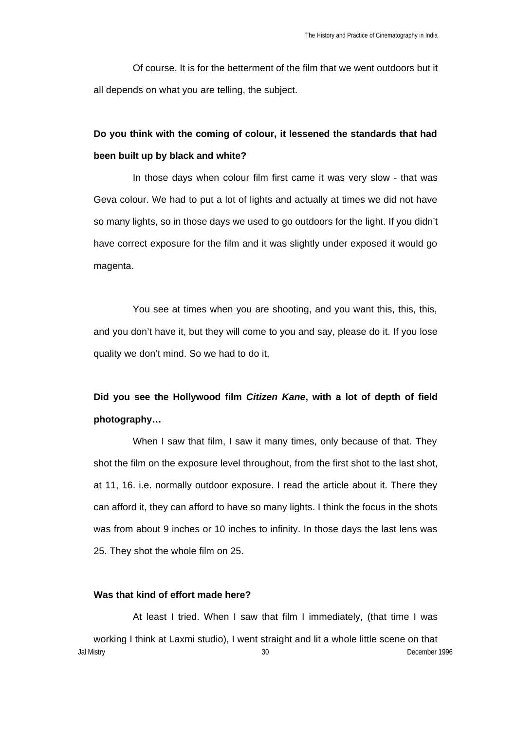Of course. It is for the betterment of the film that we went outdoors but it all depends on what you are telling, the subject.

**Do you think with the coming of colour, it lessened the standards that had been built up by black and white?**

In those days when colour film first came it was very slow - that was Geva colour. We had to put a lot of lights and actually at times we did not have so many lights, so in those days we used to go outdoors for the light. If you didn't have correct exposure for the film and it was slightly under exposed it would go magenta.

You see at times when you are shooting, and you want this, this, this, and you don't have it, but they will come to you and say, please do it. If you lose quality we don't mind. So we had to do it.

**Did you see the Hollywood film *Citizen Kane*, with a lot of depth of field photography…**

When I saw that film, I saw it many times, only because of that. They shot the film on the exposure level throughout, from the first shot to the last shot, at 11, 16. i.e. normally outdoor exposure. I read the article about it. There they can afford it, they can afford to have so many lights. I think the focus in the shots was from about 9 inches or 10 inches to infinity. In those days the last lens was 25. They shot the whole film on 25.

**Was that kind of effort made here?**

At least I tried. When I saw that film I immediately, (that time I was working I think at Laxmi studio), I went straight and lit a whole little scene on that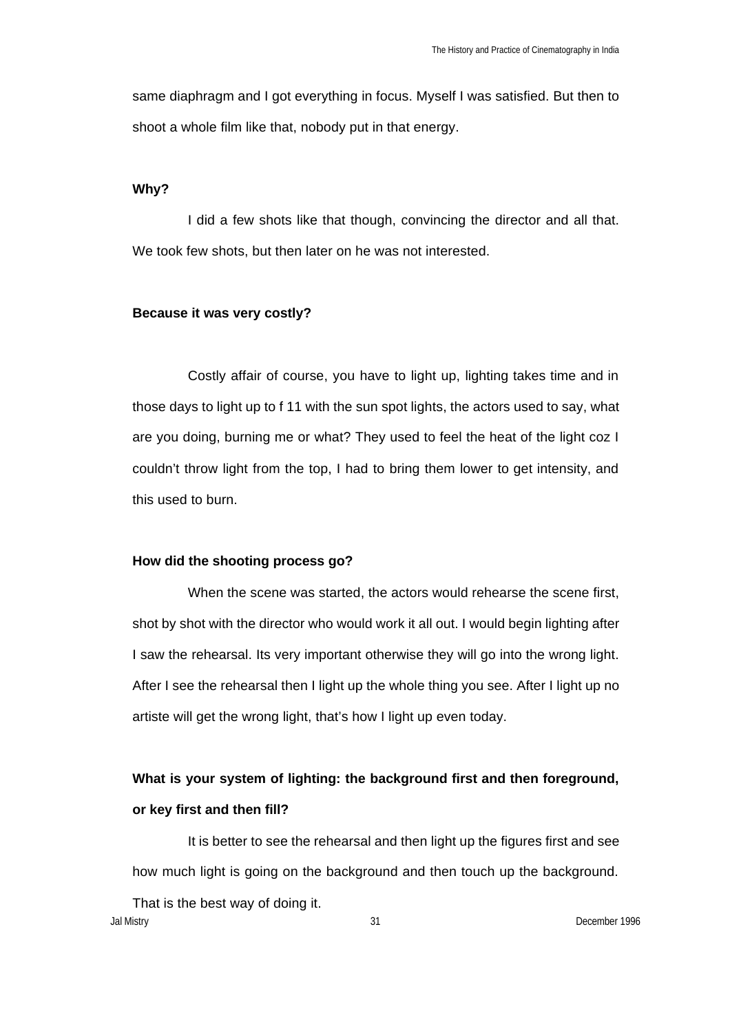same diaphragm and I got everything in focus. Myself I was satisfied. But then to shoot a whole film like that, nobody put in that energy.

**Why?**

I did a few shots like that though, convincing the director and all that. We took few shots, but then later on he was not interested.

**Because it was very costly?**

Costly affair of course, you have to light up, lighting takes time and in those days to light up to f 11 with the sun spot lights, the actors used to say, what are you doing, burning me or what? They used to feel the heat of the light coz I couldn't throw light from the top, I had to bring them lower to get intensity, and this used to burn.

**How did the shooting process go?**

When the scene was started, the actors would rehearse the scene first, shot by shot with the director who would work it all out. I would begin lighting after I saw the rehearsal. Its very important otherwise they will go into the wrong light. After I see the rehearsal then I light up the whole thing you see. After I light up no artiste will get the wrong light, that's how I light up even today.

**What is your system of lighting: the background first and then foreground, or key first and then fill?**

It is better to see the rehearsal and then light up the figures first and see how much light is going on the background and then touch up the background. That is the best way of doing it.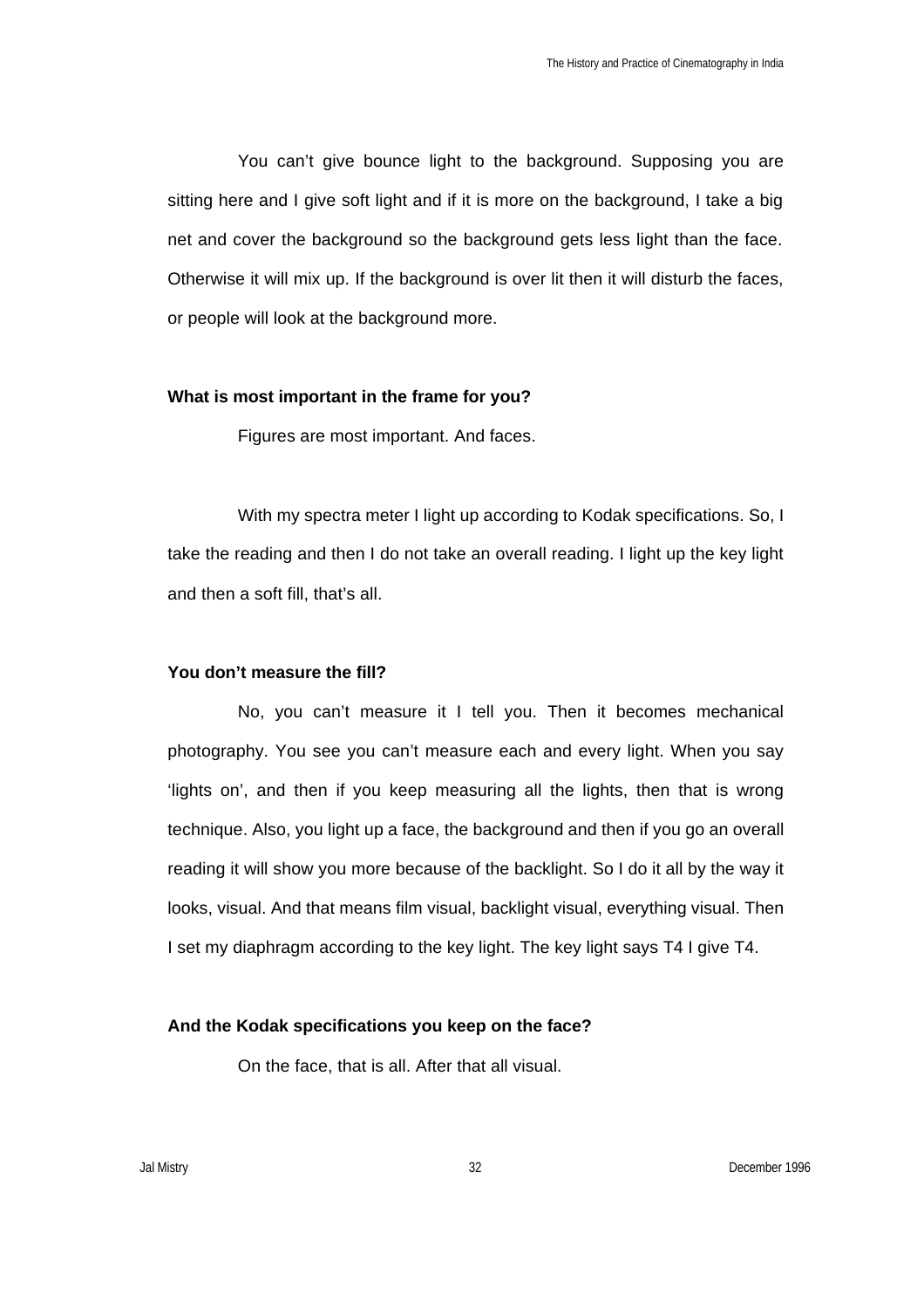You can't give bounce light to the background. Supposing you are sitting here and I give soft light and if it is more on the background, I take a big net and cover the background so the background gets less light than the face. Otherwise it will mix up. If the background is over lit then it will disturb the faces, or people will look at the background more.

**What is most important in the frame for you?**

Figures are most important. And faces.

With my spectra meter I light up according to Kodak specifications. So, I take the reading and then I do not take an overall reading. I light up the key light and then a soft fill, that's all.

**You don't measure the fill?**

No, you can't measure it I tell you. Then it becomes mechanical photography. You see you can't measure each and every light. When you say 'lights on', and then if you keep measuring all the lights, then that is wrong technique. Also, you light up a face, the background and then if you go an overall reading it will show you more because of the backlight. So I do it all by the way it looks, visual. And that means film visual, backlight visual, everything visual. Then I set my diaphragm according to the key light. The key light says T4 I give T4.

**And the Kodak specifications you keep on the face?**

On the face, that is all. After that all visual.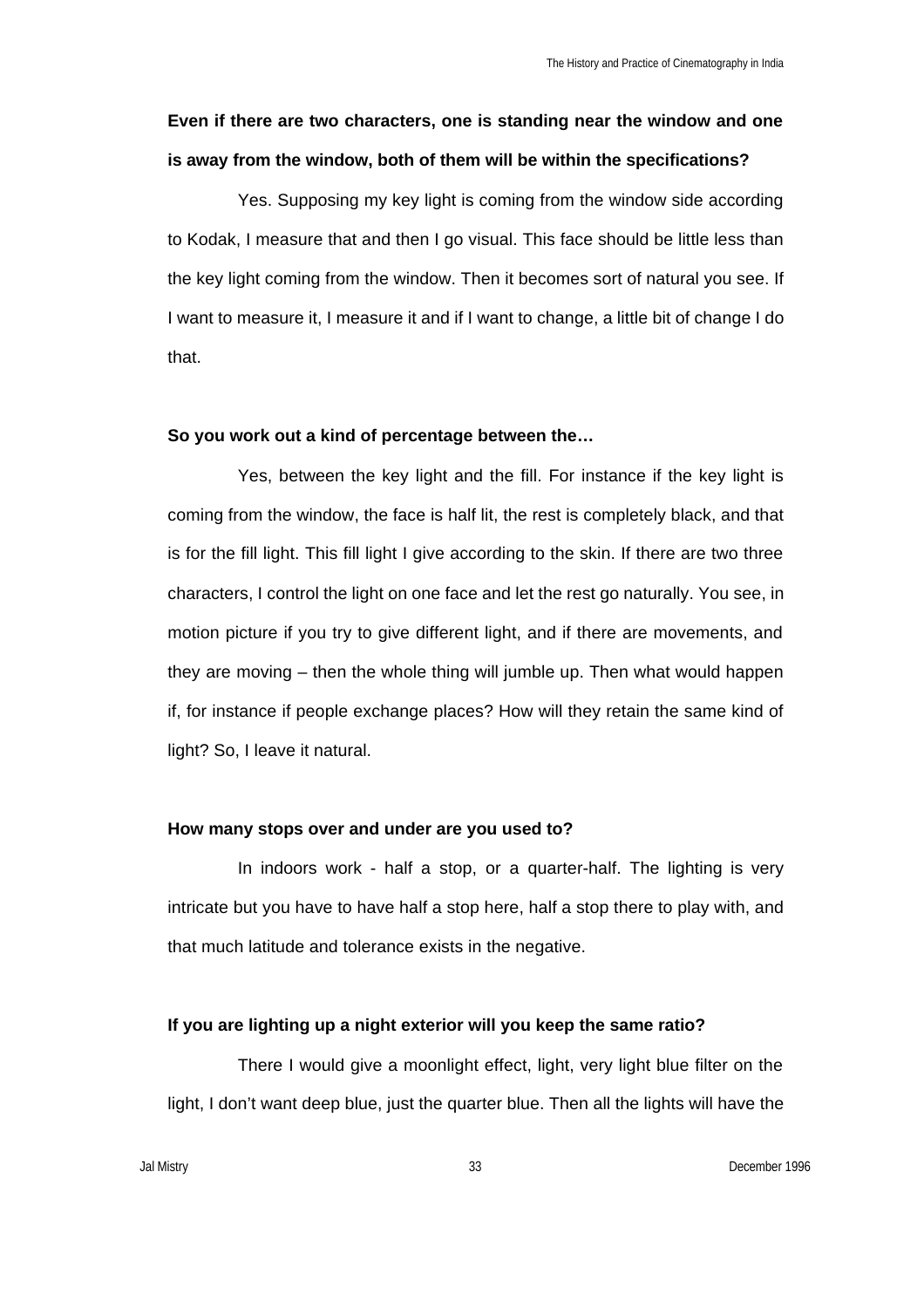**Even if there are two characters, one is standing near the window and one is away from the window, both of them will be within the specifications?**

Yes. Supposing my key light is coming from the window side according to Kodak, I measure that and then I go visual. This face should be little less than the key light coming from the window. Then it becomes sort of natural you see. If I want to measure it, I measure it and if I want to change, a little bit of change I do that.

**So you work out a kind of percentage between the…**

Yes, between the key light and the fill. For instance if the key light is coming from the window, the face is half lit, the rest is completely black, and that is for the fill light. This fill light I give according to the skin. If there are two three characters, I control the light on one face and let the rest go naturally. You see, in motion picture if you try to give different light, and if there are movements, and they are moving – then the whole thing will jumble up. Then what would happen if, for instance if people exchange places? How will they retain the same kind of light? So, I leave it natural.

**How many stops over and under are you used to?**

In indoors work - half a stop, or a quarter-half. The lighting is very intricate but you have to have half a stop here, half a stop there to play with, and that much latitude and tolerance exists in the negative.

**If you are lighting up a night exterior will you keep the same ratio?**

There I would give a moonlight effect, light, very light blue filter on the light, I don't want deep blue, just the quarter blue. Then all the lights will have the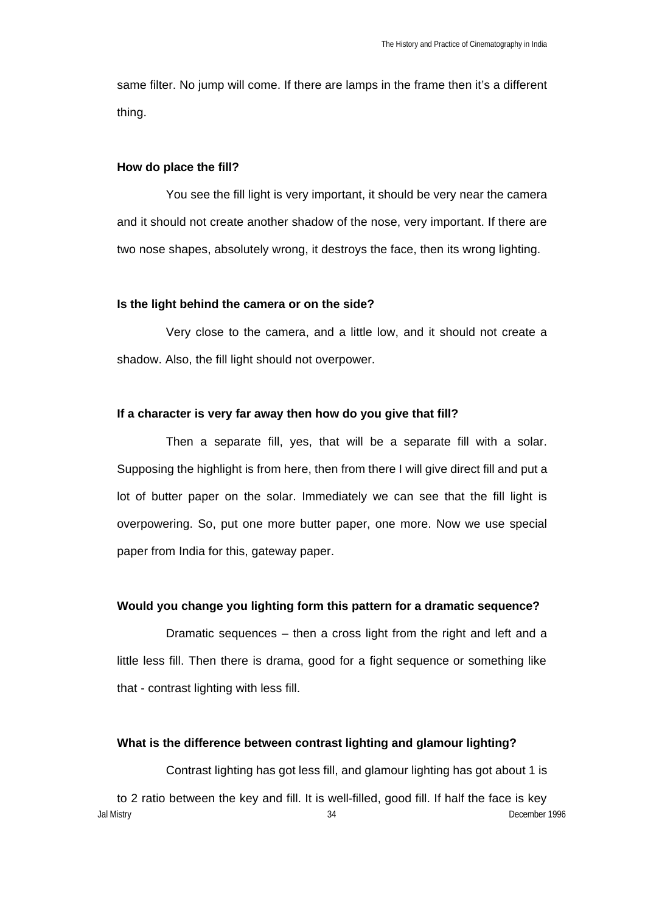same filter. No jump will come. If there are lamps in the frame then it's a different thing.

**How do place the fill?**

You see the fill light is very important, it should be very near the camera and it should not create another shadow of the nose, very important. If there are two nose shapes, absolutely wrong, it destroys the face, then its wrong lighting.

**Is the light behind the camera or on the side?**

Very close to the camera, and a little low, and it should not create a shadow. Also, the fill light should not overpower.

**If a character is very far away then how do you give that fill?**

Then a separate fill, yes, that will be a separate fill with a solar. Supposing the highlight is from here, then from there I will give direct fill and put a lot of butter paper on the solar. Immediately we can see that the fill light is overpowering. So, put one more butter paper, one more. Now we use special paper from India for this, gateway paper.

**Would you change you lighting form this pattern for a dramatic sequence?**

Dramatic sequences – then a cross light from the right and left and a little less fill. Then there is drama, good for a fight sequence or something like that - contrast lighting with less fill.

**What is the difference between contrast lighting and glamour lighting?**

Contrast lighting has got less fill, and glamour lighting has got about 1 is to 2 ratio between the key and fill. It is well-filled, good fill. If half the face is key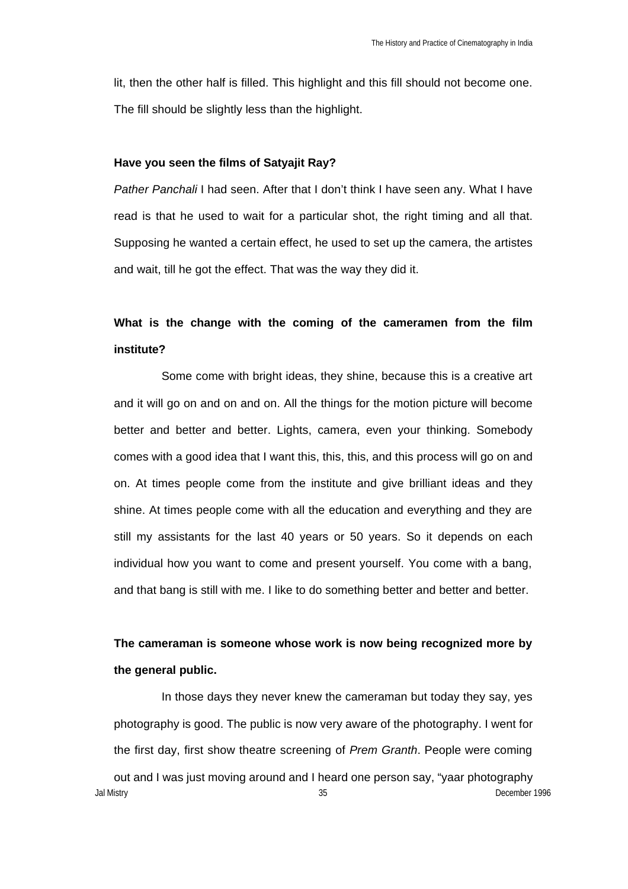lit, then the other half is filled. This highlight and this fill should not become one. The fill should be slightly less than the highlight.

**Have you seen the films of Satyajit Ray?**

*Pather Panchali* I had seen. After that I don't think I have seen any. What I have read is that he used to wait for a particular shot, the right timing and all that. Supposing he wanted a certain effect, he used to set up the camera, the artistes and wait, till he got the effect. That was the way they did it.

**What is the change with the coming of the cameramen from the film institute?**

Some come with bright ideas, they shine, because this is a creative art and it will go on and on and on. All the things for the motion picture will become better and better and better. Lights, camera, even your thinking. Somebody comes with a good idea that I want this, this, this, and this process will go on and on. At times people come from the institute and give brilliant ideas and they shine. At times people come with all the education and everything and they are still my assistants for the last 40 years or 50 years. So it depends on each individual how you want to come and present yourself. You come with a bang, and that bang is still with me. I like to do something better and better and better.

**The cameraman is someone whose work is now being recognized more by the general public.**

In those days they never knew the cameraman but today they say, yes photography is good. The public is now very aware of the photography. I went for the first day, first show theatre screening of *Prem Granth*. People were coming out and I was just moving around and I heard one person say, "yaar photography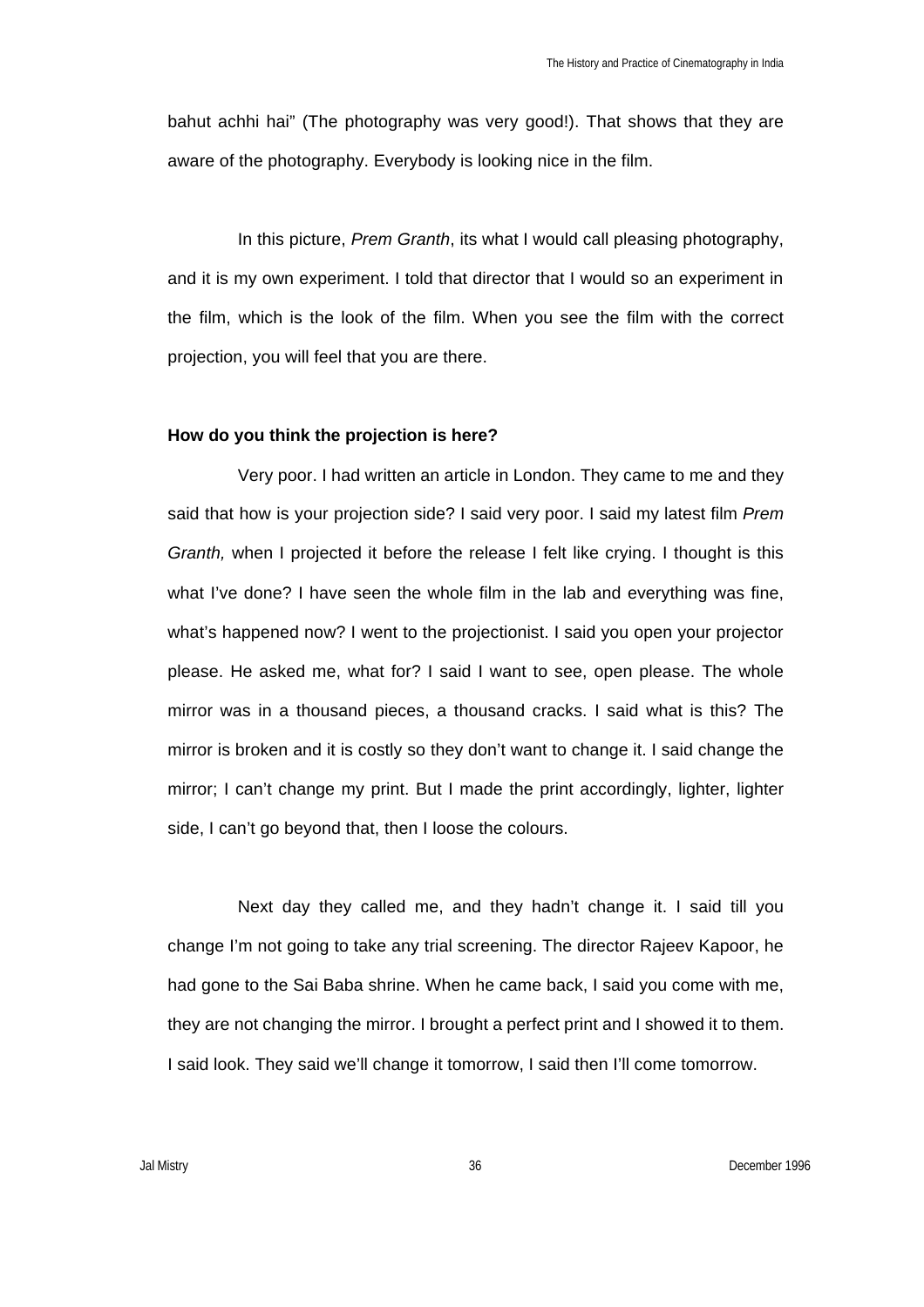bahut achhi hai" (The photography was very good!). That shows that they are aware of the photography. Everybody is looking nice in the film.

In this picture, *Prem Granth*, its what I would call pleasing photography, and it is my own experiment. I told that director that I would so an experiment in the film, which is the look of the film. When you see the film with the correct projection, you will feel that you are there.

**How do you think the projection is here?**

Very poor. I had written an article in London. They came to me and they said that how is your projection side? I said very poor. I said my latest film *Prem Granth,* when I projected it before the release I felt like crying. I thought is this what I've done? I have seen the whole film in the lab and everything was fine, what's happened now? I went to the projectionist. I said you open your projector please. He asked me, what for? I said I want to see, open please. The whole mirror was in a thousand pieces, a thousand cracks. I said what is this? The mirror is broken and it is costly so they don't want to change it. I said change the mirror; I can't change my print. But I made the print accordingly, lighter, lighter side, I can't go beyond that, then I loose the colours.

Next day they called me, and they hadn't change it. I said till you change I'm not going to take any trial screening. The director Rajeev Kapoor, he had gone to the Sai Baba shrine. When he came back, I said you come with me, they are not changing the mirror. I brought a perfect print and I showed it to them. I said look. They said we'll change it tomorrow, I said then I'll come tomorrow.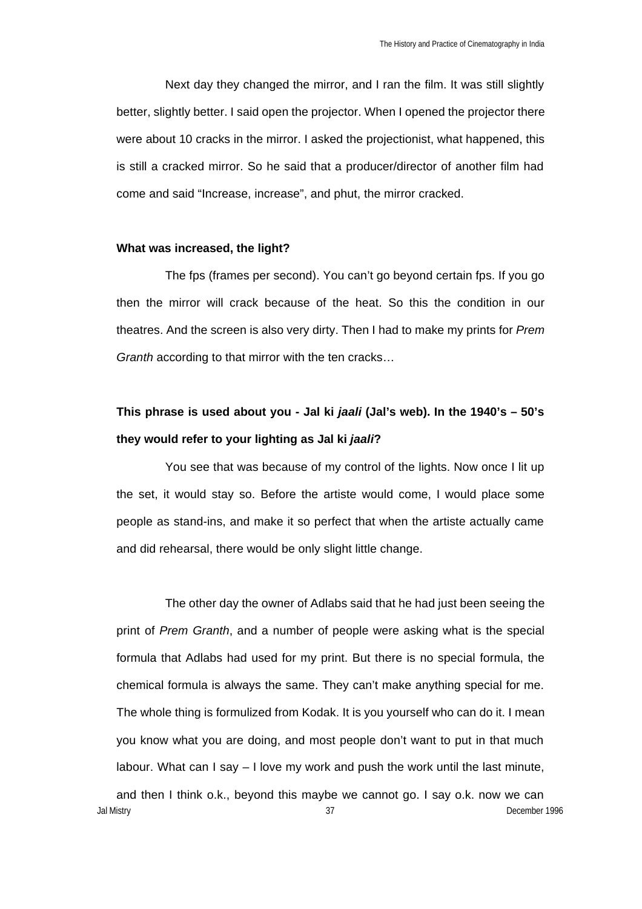Next day they changed the mirror, and I ran the film. It was still slightly better, slightly better. I said open the projector. When I opened the projector there were about 10 cracks in the mirror. I asked the projectionist, what happened, this is still a cracked mirror. So he said that a producer/director of another film had come and said "Increase, increase", and phut, the mirror cracked.

**What was increased, the light?**

The fps (frames per second). You can't go beyond certain fps. If you go then the mirror will crack because of the heat. So this the condition in our theatres. And the screen is also very dirty. Then I had to make my prints for *Prem Granth* according to that mirror with the ten cracks…

**This phrase is used about you - Jal ki *jaali* (Jal's web). In the 1940's – 50's they would refer to your lighting as Jal ki *jaali*?**

You see that was because of my control of the lights. Now once I lit up the set, it would stay so. Before the artiste would come, I would place some people as stand-ins, and make it so perfect that when the artiste actually came and did rehearsal, there would be only slight little change.

The other day the owner of Adlabs said that he had just been seeing the print of *Prem Granth*, and a number of people were asking what is the special formula that Adlabs had used for my print. But there is no special formula, the chemical formula is always the same. They can't make anything special for me. The whole thing is formulized from Kodak. It is you yourself who can do it. I mean you know what you are doing, and most people don't want to put in that much labour. What can I say – I love my work and push the work until the last minute, and then I think o.k., beyond this maybe we cannot go. I say o.k. now we can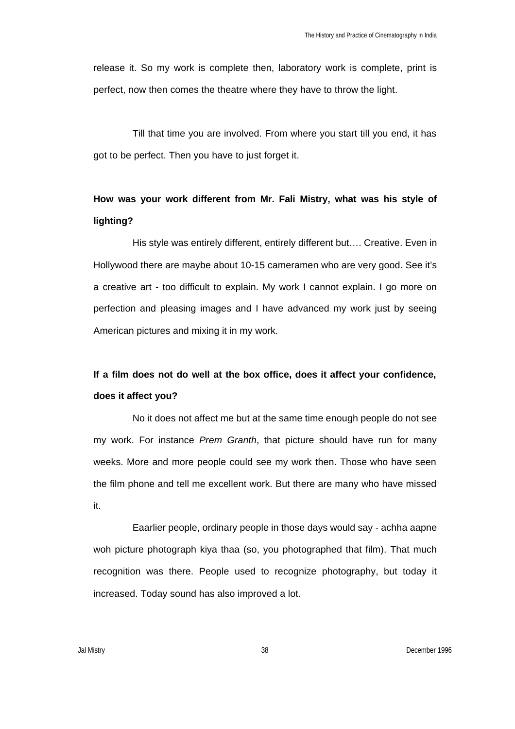release it. So my work is complete then, laboratory work is complete, print is perfect, now then comes the theatre where they have to throw the light.

Till that time you are involved. From where you start till you end, it has got to be perfect. Then you have to just forget it.

**How was your work different from Mr. Fali Mistry, what was his style of lighting?**

His style was entirely different, entirely different but…. Creative. Even in Hollywood there are maybe about 10-15 cameramen who are very good. See it's a creative art - too difficult to explain. My work I cannot explain. I go more on perfection and pleasing images and I have advanced my work just by seeing American pictures and mixing it in my work.

**If a film does not do well at the box office, does it affect your confidence, does it affect you?**

No it does not affect me but at the same time enough people do not see my work. For instance *Prem Granth*, that picture should have run for many weeks. More and more people could see my work then. Those who have seen the film phone and tell me excellent work. But there are many who have missed it.

Eaarlier people, ordinary people in those days would say - achha aapne woh picture photograph kiya thaa (so, you photographed that film). That much recognition was there. People used to recognize photography, but today it increased. Today sound has also improved a lot.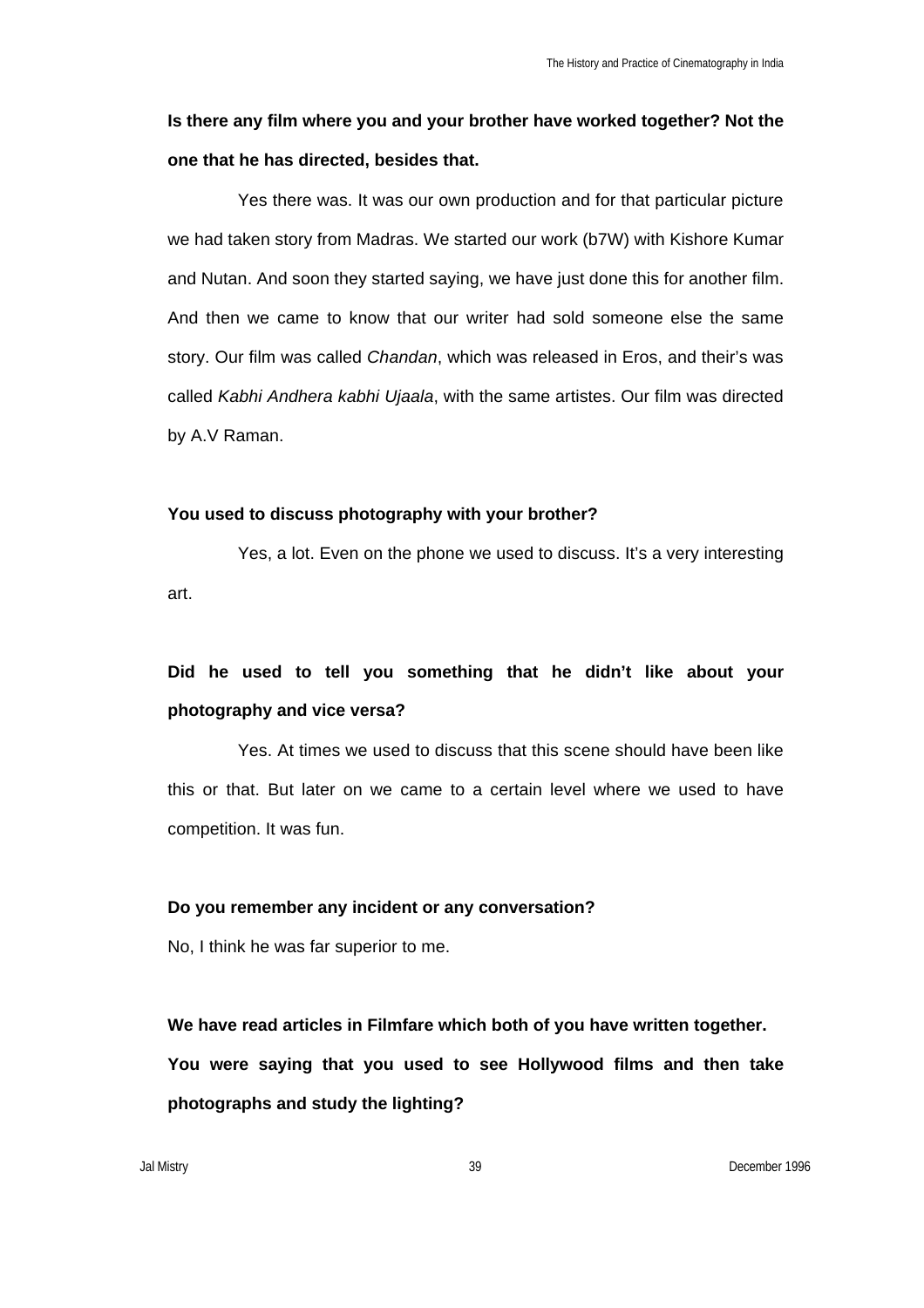**Is there any film where you and your brother have worked together? Not the one that he has directed, besides that.**

Yes there was. It was our own production and for that particular picture we had taken story from Madras. We started our work (b7W) with Kishore Kumar and Nutan. And soon they started saying, we have just done this for another film. And then we came to know that our writer had sold someone else the same story. Our film was called *Chandan*, which was released in Eros, and their's was called *Kabhi Andhera kabhi Ujaala*, with the same artistes. Our film was directed by A.V Raman.

**You used to discuss photography with your brother?**

Yes, a lot. Even on the phone we used to discuss. It's a very interesting art.

**Did he used to tell you something that he didn't like about your photography and vice versa?**

Yes. At times we used to discuss that this scene should have been like this or that. But later on we came to a certain level where we used to have competition. It was fun.

**Do you remember any incident or any conversation?**

No, I think he was far superior to me.

**We have read articles in Filmfare which both of you have written together. You were saying that you used to see Hollywood films and then take photographs and study the lighting?**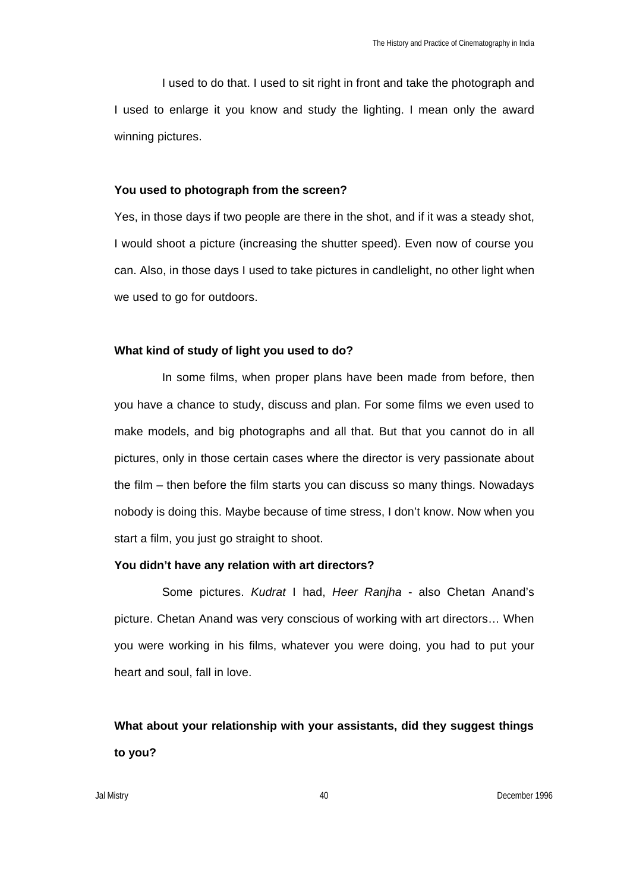I used to do that. I used to sit right in front and take the photograph and I used to enlarge it you know and study the lighting. I mean only the award winning pictures.

**You used to photograph from the screen?**

Yes, in those days if two people are there in the shot, and if it was a steady shot, I would shoot a picture (increasing the shutter speed). Even now of course you can. Also, in those days I used to take pictures in candlelight, no other light when we used to go for outdoors.

**What kind of study of light you used to do?**

In some films, when proper plans have been made from before, then you have a chance to study, discuss and plan. For some films we even used to make models, and big photographs and all that. But that you cannot do in all pictures, only in those certain cases where the director is very passionate about the film – then before the film starts you can discuss so many things. Nowadays nobody is doing this. Maybe because of time stress, I don't know. Now when you start a film, you just go straight to shoot.

**You didn't have any relation with art directors?**

Some pictures. *Kudrat* I had, *Heer Ranjha* - also Chetan Anand's picture. Chetan Anand was very conscious of working with art directors… When you were working in his films, whatever you were doing, you had to put your heart and soul, fall in love.

**What about your relationship with your assistants, did they suggest things to you?**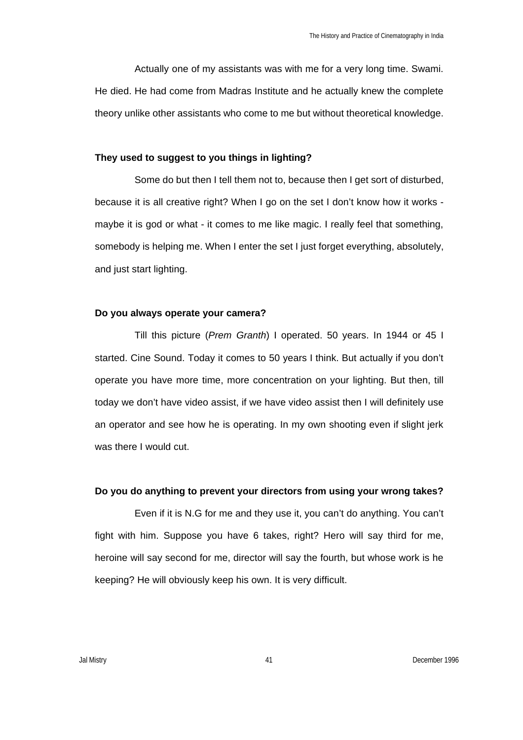Actually one of my assistants was with me for a very long time. Swami. He died. He had come from Madras Institute and he actually knew the complete theory unlike other assistants who come to me but without theoretical knowledge.

**They used to suggest to you things in lighting?**

Some do but then I tell them not to, because then I get sort of disturbed, because it is all creative right? When I go on the set I don't know how it works - maybe it is god or what - it comes to me like magic. I really feel that something, somebody is helping me. When I enter the set I just forget everything, absolutely, and just start lighting.

**Do you always operate your camera?**

Till this picture (*Prem Granth*) I operated. 50 years. In 1944 or 45 I started. Cine Sound. Today it comes to 50 years I think. But actually if you don't operate you have more time, more concentration on your lighting. But then, till today we don't have video assist, if we have video assist then I will definitely use an operator and see how he is operating. In my own shooting even if slight jerk was there I would cut.

**Do you do anything to prevent your directors from using your wrong takes?**

Even if it is N.G for me and they use it, you can't do anything. You can't fight with him. Suppose you have 6 takes, right? Hero will say third for me, heroine will say second for me, director will say the fourth, but whose work is he keeping? He will obviously keep his own. It is very difficult.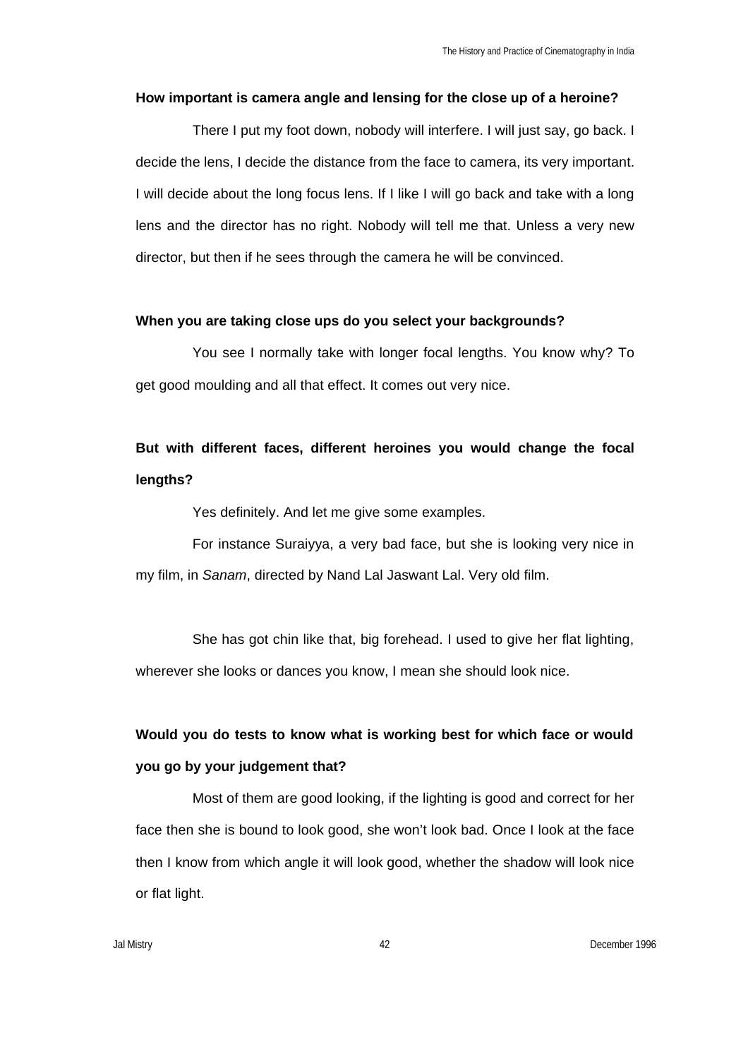**How important is camera angle and lensing for the close up of a heroine?**

There I put my foot down, nobody will interfere. I will just say, go back. I decide the lens, I decide the distance from the face to camera, its very important. I will decide about the long focus lens. If I like I will go back and take with a long lens and the director has no right. Nobody will tell me that. Unless a very new director, but then if he sees through the camera he will be convinced.

**When you are taking close ups do you select your backgrounds?**

You see I normally take with longer focal lengths. You know why? To get good moulding and all that effect. It comes out very nice.

**But with different faces, different heroines you would change the focal lengths?**

Yes definitely. And let me give some examples.

For instance Suraiyya, a very bad face, but she is looking very nice in my film, in *Sanam*, directed by Nand Lal Jaswant Lal. Very old film.

She has got chin like that, big forehead. I used to give her flat lighting, wherever she looks or dances you know, I mean she should look nice.

**Would you do tests to know what is working best for which face or would you go by your judgement that?**

Most of them are good looking, if the lighting is good and correct for her face then she is bound to look good, she won't look bad. Once I look at the face then I know from which angle it will look good, whether the shadow will look nice or flat light.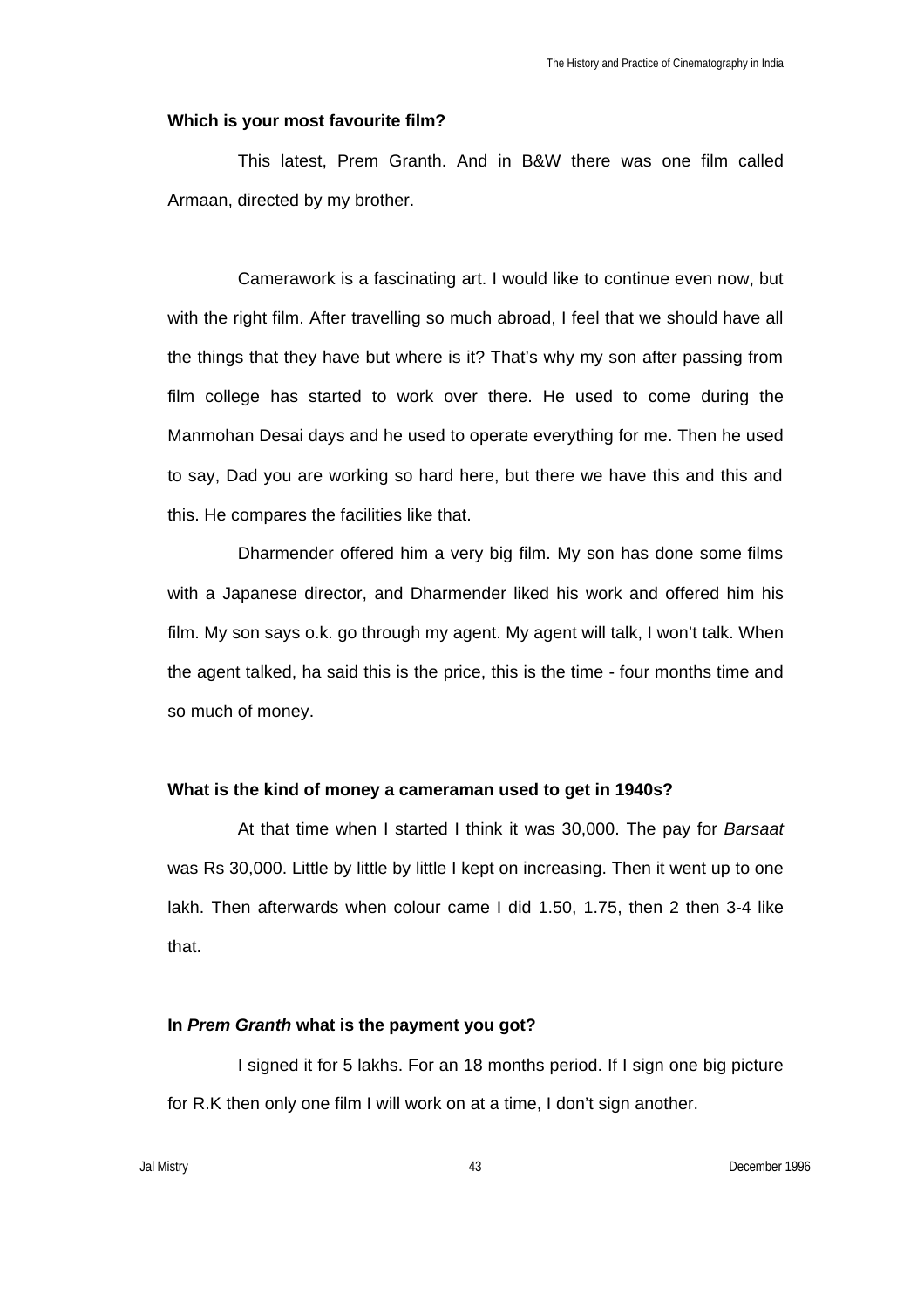**Which is your most favourite film?**

This latest, Prem Granth. And in B&W there was one film called Armaan, directed by my brother.

Camerawork is a fascinating art. I would like to continue even now, but with the right film. After travelling so much abroad, I feel that we should have all the things that they have but where is it? That's why my son after passing from film college has started to work over there. He used to come during the Manmohan Desai days and he used to operate everything for me. Then he used to say, Dad you are working so hard here, but there we have this and this and this. He compares the facilities like that.

Dharmender offered him a very big film. My son has done some films with a Japanese director, and Dharmender liked his work and offered him his film. My son says o.k. go through my agent. My agent will talk, I won't talk. When the agent talked, ha said this is the price, this is the time - four months time and so much of money.

**What is the kind of money a cameraman used to get in 1940s?**

At that time when I started I think it was 30,000. The pay for *Barsaat* was Rs 30,000. Little by little by little I kept on increasing. Then it went up to one lakh. Then afterwards when colour came I did 1.50, 1.75, then 2 then 3-4 like that.

**In *Prem Granth* what is the payment you got?**

I signed it for 5 lakhs. For an 18 months period. If I sign one big picture for R.K then only one film I will work on at a time, I don't sign another.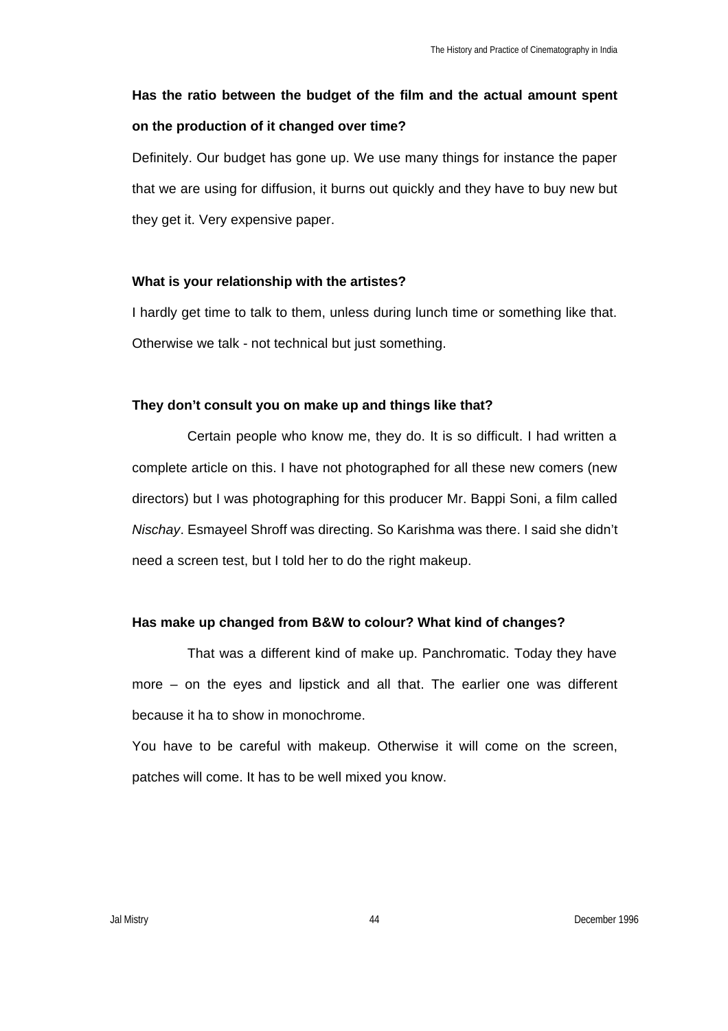**Has the ratio between the budget of the film and the actual amount spent on the production of it changed over time?**

Definitely. Our budget has gone up. We use many things for instance the paper that we are using for diffusion, it burns out quickly and they have to buy new but they get it. Very expensive paper.

**What is your relationship with the artistes?**

I hardly get time to talk to them, unless during lunch time or something like that. Otherwise we talk - not technical but just something.

**They don't consult you on make up and things like that?**

Certain people who know me, they do. It is so difficult. I had written a complete article on this. I have not photographed for all these new comers (new directors) but I was photographing for this producer Mr. Bappi Soni, a film called *Nischay*. Esmayeel Shroff was directing. So Karishma was there. I said she didn't need a screen test, but I told her to do the right makeup.

**Has make up changed from B&W to colour? What kind of changes?**

That was a different kind of make up. Panchromatic. Today they have more – on the eyes and lipstick and all that. The earlier one was different because it ha to show in monochrome.

You have to be careful with makeup. Otherwise it will come on the screen, patches will come. It has to be well mixed you know.